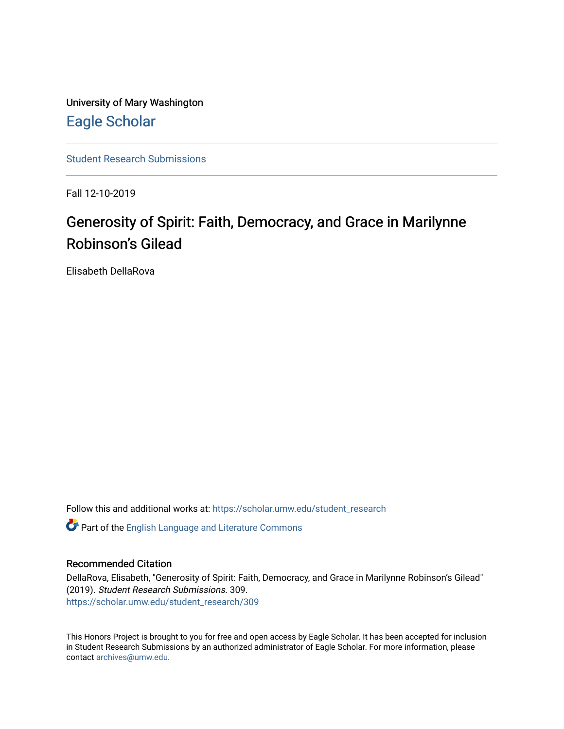University of Mary Washington

# Eagle Scholar

Student Research Submissions

Fall 12-10-2019

## Generosity of Spirit: Faith, Democracy, and Grace in Marilynne Robinson's Gilead

Elisabeth DellaRova

Follow this and additional works at: https://scholar.umw.edu/student_research

Part of the English Language and Literature Commons

### Recommended Citation

DellaRova, Elisabeth, "Generosity of Spirit: Faith, Democracy, and Grace in Marilynne Robinson's Gilead" (2019). *Student Research Submissions*. 309.
https://scholar.umw.edu/student_research/309

This Honors Project is brought to you for free and open access by Eagle Scholar. It has been accepted for inclusion in Student Research Submissions by an authorized administrator of Eagle Scholar. For more information, please contact archives@umw.edu.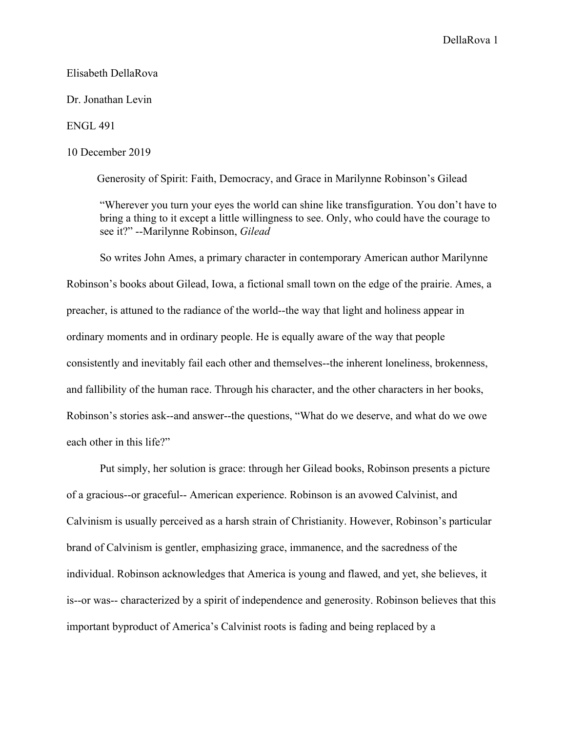Elisabeth DellaRova

Dr. Jonathan Levin

ENGL 491

10 December 2019

Generosity of Spirit: Faith, Democracy, and Grace in Marilynne Robinson's Gilead

> "Wherever you turn your eyes the world can shine like transfiguration. You don't have to bring a thing to it except a little willingness to see. Only, who could have the courage to see it?" --Marilynne Robinson, *Gilead*

So writes John Ames, a primary character in contemporary American author Marilynne Robinson's books about Gilead, Iowa, a fictional small town on the edge of the prairie. Ames, a preacher, is attuned to the radiance of the world--the way that light and holiness appear in ordinary moments and in ordinary people. He is equally aware of the way that people consistently and inevitably fail each other and themselves--the inherent loneliness, brokenness, and fallibility of the human race. Through his character, and the other characters in her books, Robinson's stories ask--and answer--the questions, "What do we deserve, and what do we owe each other in this life?"

Put simply, her solution is grace: through her Gilead books, Robinson presents a picture of a gracious--or graceful-- American experience. Robinson is an avowed Calvinist, and Calvinism is usually perceived as a harsh strain of Christianity. However, Robinson's particular brand of Calvinism is gentler, emphasizing grace, immanence, and the sacredness of the individual. Robinson acknowledges that America is young and flawed, and yet, she believes, it is--or was-- characterized by a spirit of independence and generosity. Robinson believes that this important byproduct of America's Calvinist roots is fading and being replaced by a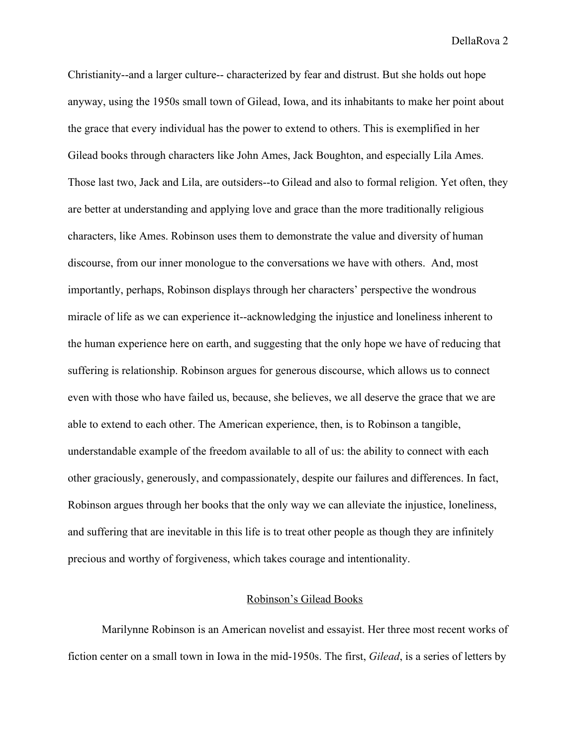Christianity--and a larger culture-- characterized by fear and distrust. But she holds out hope anyway, using the 1950s small town of Gilead, Iowa, and its inhabitants to make her point about the grace that every individual has the power to extend to others. This is exemplified in her Gilead books through characters like John Ames, Jack Boughton, and especially Lila Ames. Those last two, Jack and Lila, are outsiders--to Gilead and also to formal religion. Yet often, they are better at understanding and applying love and grace than the more traditionally religious characters, like Ames. Robinson uses them to demonstrate the value and diversity of human discourse, from our inner monologue to the conversations we have with others.  And, most importantly, perhaps, Robinson displays through her characters' perspective the wondrous miracle of life as we can experience it--acknowledging the injustice and loneliness inherent to the human experience here on earth, and suggesting that the only hope we have of reducing that suffering is relationship. Robinson argues for generous discourse, which allows us to connect even with those who have failed us, because, she believes, we all deserve the grace that we are able to extend to each other. The American experience, then, is to Robinson a tangible, understandable example of the freedom available to all of us: the ability to connect with each other graciously, generously, and compassionately, despite our failures and differences. In fact, Robinson argues through her books that the only way we can alleviate the injustice, loneliness, and suffering that are inevitable in this life is to treat other people as though they are infinitely precious and worthy of forgiveness, which takes courage and intentionality.

## Robinson's Gilead Books

Marilynne Robinson is an American novelist and essayist. Her three most recent works of fiction center on a small town in Iowa in the mid-1950s. The first, *Gilead*, is a series of letters by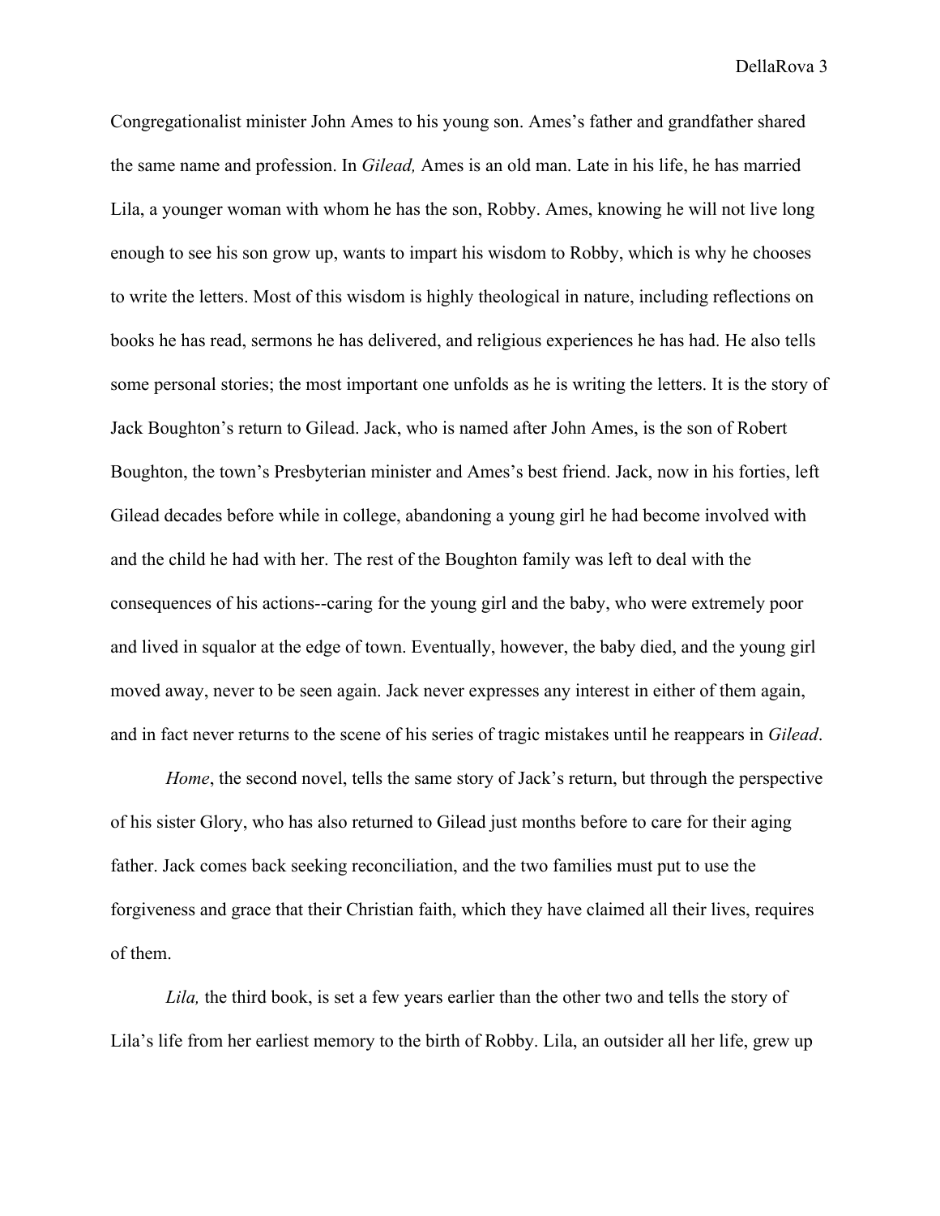Congregationalist minister John Ames to his young son. Ames's father and grandfather shared the same name and profession. In *Gilead,* Ames is an old man. Late in his life, he has married Lila, a younger woman with whom he has the son, Robby. Ames, knowing he will not live long enough to see his son grow up, wants to impart his wisdom to Robby, which is why he chooses to write the letters. Most of this wisdom is highly theological in nature, including reflections on books he has read, sermons he has delivered, and religious experiences he has had. He also tells some personal stories; the most important one unfolds as he is writing the letters. It is the story of Jack Boughton's return to Gilead. Jack, who is named after John Ames, is the son of Robert Boughton, the town's Presbyterian minister and Ames's best friend. Jack, now in his forties, left Gilead decades before while in college, abandoning a young girl he had become involved with and the child he had with her. The rest of the Boughton family was left to deal with the consequences of his actions--caring for the young girl and the baby, who were extremely poor and lived in squalor at the edge of town. Eventually, however, the baby died, and the young girl moved away, never to be seen again. Jack never expresses any interest in either of them again, and in fact never returns to the scene of his series of tragic mistakes until he reappears in *Gilead*.

*Home*, the second novel, tells the same story of Jack's return, but through the perspective of his sister Glory, who has also returned to Gilead just months before to care for their aging father. Jack comes back seeking reconciliation, and the two families must put to use the forgiveness and grace that their Christian faith, which they have claimed all their lives, requires of them.

*Lila,* the third book, is set a few years earlier than the other two and tells the story of Lila's life from her earliest memory to the birth of Robby. Lila, an outsider all her life, grew up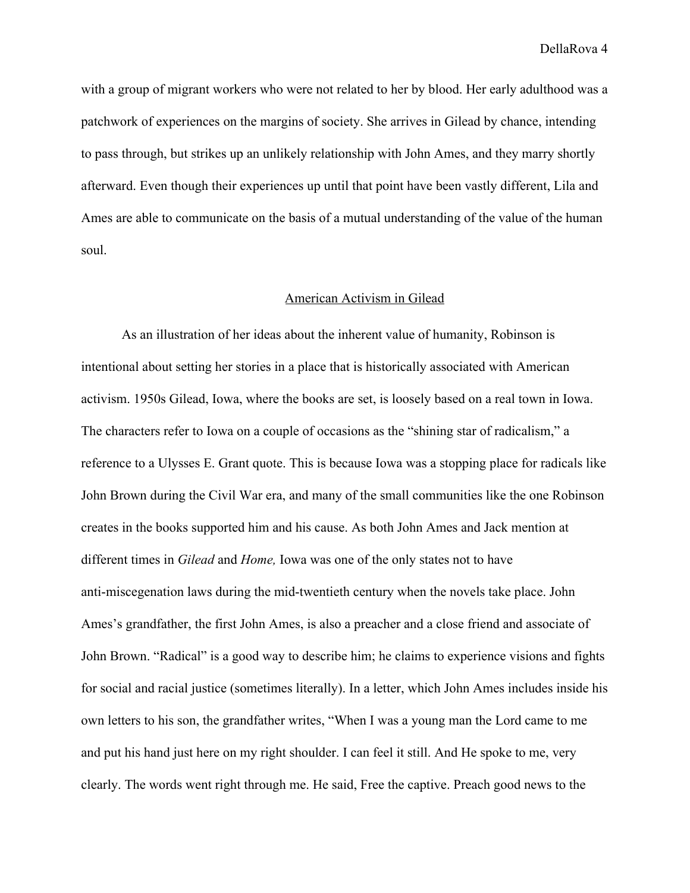with a group of migrant workers who were not related to her by blood. Her early adulthood was a patchwork of experiences on the margins of society. She arrives in Gilead by chance, intending to pass through, but strikes up an unlikely relationship with John Ames, and they marry shortly afterward. Even though their experiences up until that point have been vastly different, Lila and Ames are able to communicate on the basis of a mutual understanding of the value of the human soul.

## American Activism in Gilead

As an illustration of her ideas about the inherent value of humanity, Robinson is intentional about setting her stories in a place that is historically associated with American activism. 1950s Gilead, Iowa, where the books are set, is loosely based on a real town in Iowa. The characters refer to Iowa on a couple of occasions as the "shining star of radicalism," a reference to a Ulysses E. Grant quote. This is because Iowa was a stopping place for radicals like John Brown during the Civil War era, and many of the small communities like the one Robinson creates in the books supported him and his cause. As both John Ames and Jack mention at different times in *Gilead* and *Home,* Iowa was one of the only states not to have anti-miscegenation laws during the mid-twentieth century when the novels take place. John Ames's grandfather, the first John Ames, is also a preacher and a close friend and associate of John Brown. "Radical" is a good way to describe him; he claims to experience visions and fights for social and racial justice (sometimes literally). In a letter, which John Ames includes inside his own letters to his son, the grandfather writes, "When I was a young man the Lord came to me and put his hand just here on my right shoulder. I can feel it still. And He spoke to me, very clearly. The words went right through me. He said, Free the captive. Preach good news to the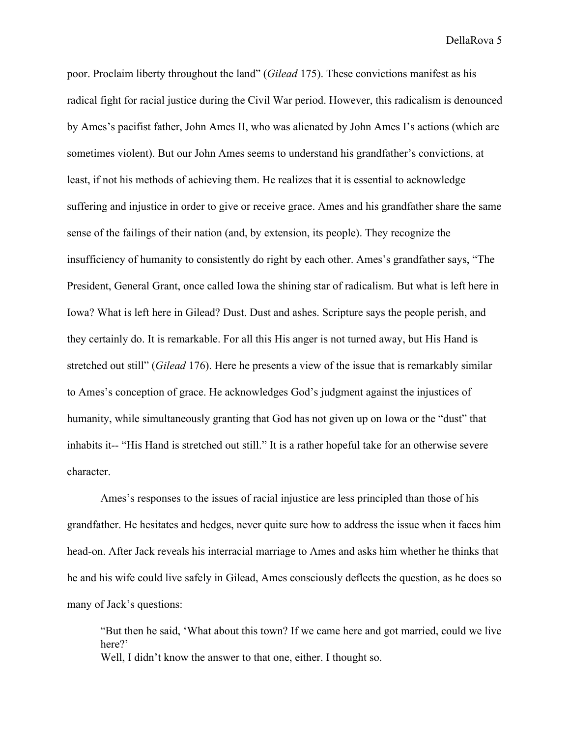poor. Proclaim liberty throughout the land" (*Gilead* 175). These convictions manifest as his radical fight for racial justice during the Civil War period. However, this radicalism is denounced by Ames's pacifist father, John Ames II, who was alienated by John Ames I's actions (which are sometimes violent). But our John Ames seems to understand his grandfather's convictions, at least, if not his methods of achieving them. He realizes that it is essential to acknowledge suffering and injustice in order to give or receive grace. Ames and his grandfather share the same sense of the failings of their nation (and, by extension, its people). They recognize the insufficiency of humanity to consistently do right by each other. Ames's grandfather says, "The President, General Grant, once called Iowa the shining star of radicalism. But what is left here in Iowa? What is left here in Gilead? Dust. Dust and ashes. Scripture says the people perish, and they certainly do. It is remarkable. For all this His anger is not turned away, but His Hand is stretched out still" (*Gilead* 176). Here he presents a view of the issue that is remarkably similar to Ames's conception of grace. He acknowledges God's judgment against the injustices of humanity, while simultaneously granting that God has not given up on Iowa or the "dust" that inhabits it-- "His Hand is stretched out still." It is a rather hopeful take for an otherwise severe character.

Ames's responses to the issues of racial injustice are less principled than those of his grandfather. He hesitates and hedges, never quite sure how to address the issue when it faces him head-on. After Jack reveals his interracial marriage to Ames and asks him whether he thinks that he and his wife could live safely in Gilead, Ames consciously deflects the question, as he does so many of Jack's questions:

> "But then he said, 'What about this town? If we came here and got married, could we live here?'
> Well, I didn't know the answer to that one, either. I thought so.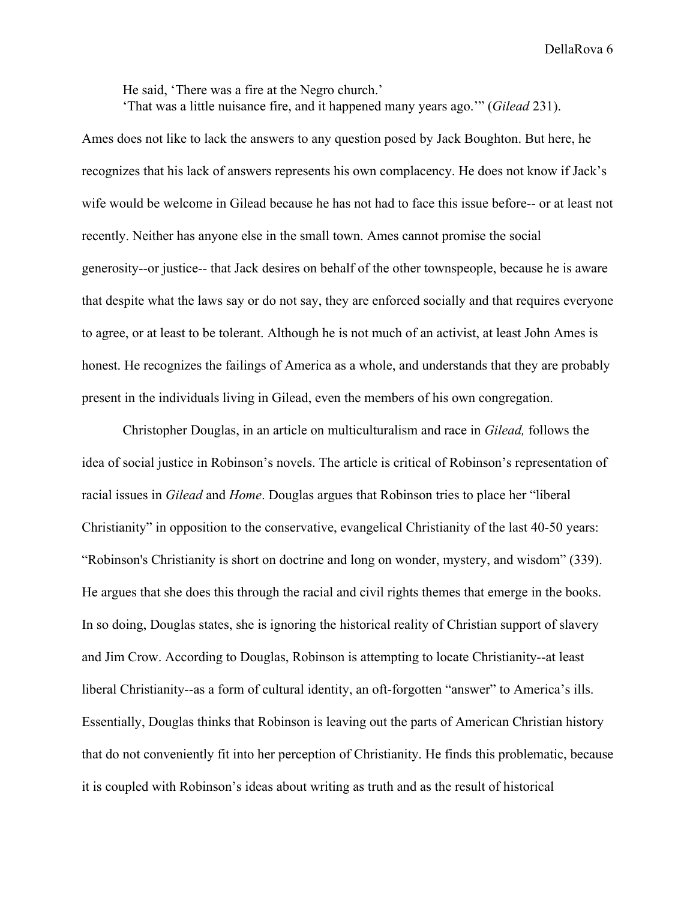He said, 'There was a fire at the Negro church.'

'That was a little nuisance fire, and it happened many years ago.'" (*Gilead* 231).

Ames does not like to lack the answers to any question posed by Jack Boughton. But here, he recognizes that his lack of answers represents his own complacency. He does not know if Jack's wife would be welcome in Gilead because he has not had to face this issue before-- or at least not recently. Neither has anyone else in the small town. Ames cannot promise the social generosity--or justice-- that Jack desires on behalf of the other townspeople, because he is aware that despite what the laws say or do not say, they are enforced socially and that requires everyone to agree, or at least to be tolerant. Although he is not much of an activist, at least John Ames is honest. He recognizes the failings of America as a whole, and understands that they are probably present in the individuals living in Gilead, even the members of his own congregation.

Christopher Douglas, in an article on multiculturalism and race in *Gilead,* follows the idea of social justice in Robinson's novels. The article is critical of Robinson's representation of racial issues in *Gilead* and *Home*. Douglas argues that Robinson tries to place her "liberal Christianity" in opposition to the conservative, evangelical Christianity of the last 40-50 years: "Robinson's Christianity is short on doctrine and long on wonder, mystery, and wisdom" (339). He argues that she does this through the racial and civil rights themes that emerge in the books. In so doing, Douglas states, she is ignoring the historical reality of Christian support of slavery and Jim Crow. According to Douglas, Robinson is attempting to locate Christianity--at least liberal Christianity--as a form of cultural identity, an oft-forgotten "answer" to America's ills. Essentially, Douglas thinks that Robinson is leaving out the parts of American Christian history that do not conveniently fit into her perception of Christianity. He finds this problematic, because it is coupled with Robinson's ideas about writing as truth and as the result of historical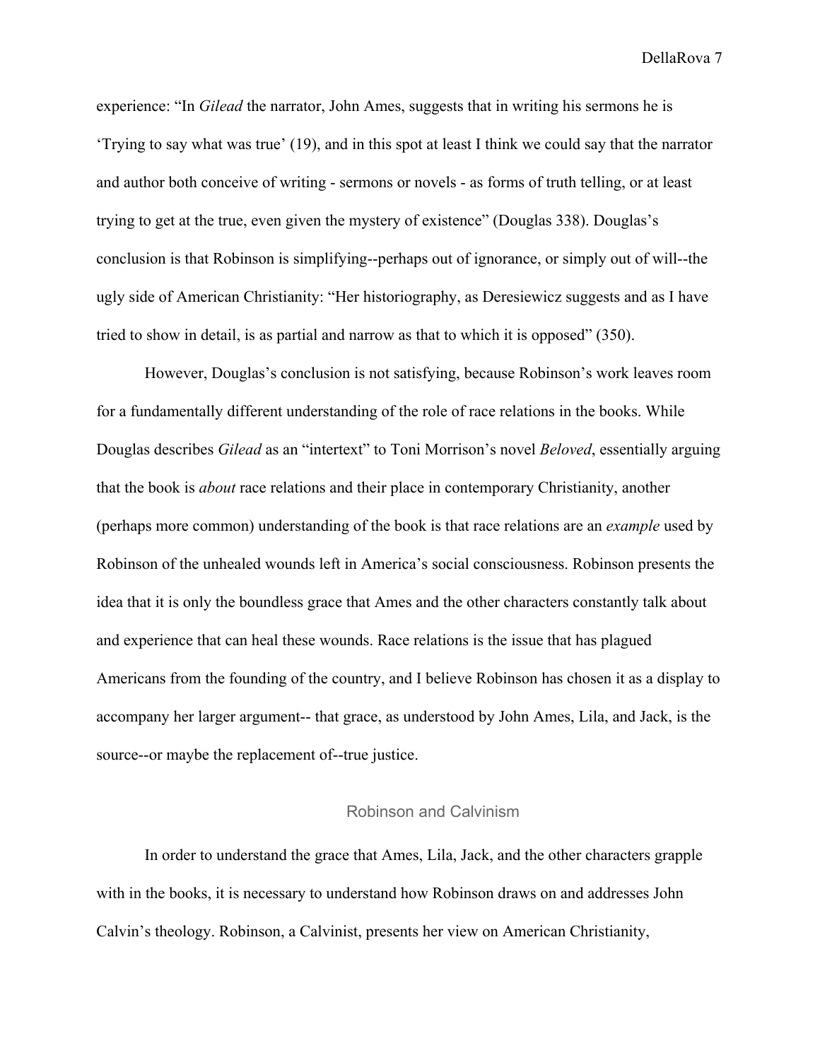experience: "In *Gilead* the narrator, John Ames, suggests that in writing his sermons he is 'Trying to say what was true' (19), and in this spot at least I think we could say that the narrator and author both conceive of writing - sermons or novels - as forms of truth telling, or at least trying to get at the true, even given the mystery of existence" (Douglas 338). Douglas's conclusion is that Robinson is simplifying--perhaps out of ignorance, or simply out of will--the ugly side of American Christianity: "Her historiography, as Deresiewicz suggests and as I have tried to show in detail, is as partial and narrow as that to which it is opposed" (350).

However, Douglas's conclusion is not satisfying, because Robinson's work leaves room for a fundamentally different understanding of the role of race relations in the books. While Douglas describes *Gilead* as an "intertext" to Toni Morrison's novel *Beloved*, essentially arguing that the book is *about* race relations and their place in contemporary Christianity, another (perhaps more common) understanding of the book is that race relations are an *example* used by Robinson of the unhealed wounds left in America's social consciousness. Robinson presents the idea that it is only the boundless grace that Ames and the other characters constantly talk about and experience that can heal these wounds. Race relations is the issue that has plagued Americans from the founding of the country, and I believe Robinson has chosen it as a display to accompany her larger argument-- that grace, as understood by John Ames, Lila, and Jack, is the source--or maybe the replacement of--true justice.

## Robinson and Calvinism

In order to understand the grace that Ames, Lila, Jack, and the other characters grapple with in the books, it is necessary to understand how Robinson draws on and addresses John Calvin's theology. Robinson, a Calvinist, presents her view on American Christianity,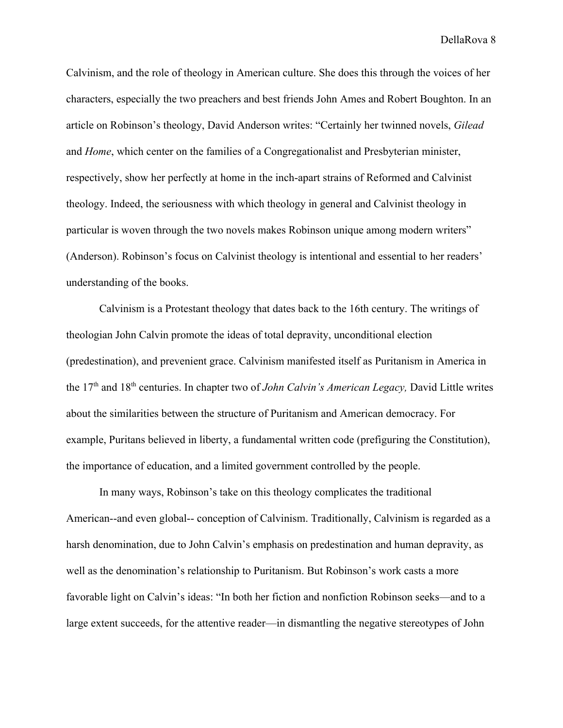Calvinism, and the role of theology in American culture. She does this through the voices of her characters, especially the two preachers and best friends John Ames and Robert Boughton. In an article on Robinson's theology, David Anderson writes: "Certainly her twinned novels, *Gilead* and *Home*, which center on the families of a Congregationalist and Presbyterian minister, respectively, show her perfectly at home in the inch-apart strains of Reformed and Calvinist theology. Indeed, the seriousness with which theology in general and Calvinist theology in particular is woven through the two novels makes Robinson unique among modern writers" (Anderson). Robinson's focus on Calvinist theology is intentional and essential to her readers' understanding of the books.

Calvinism is a Protestant theology that dates back to the 16th century. The writings of theologian John Calvin promote the ideas of total depravity, unconditional election (predestination), and prevenient grace. Calvinism manifested itself as Puritanism in America in the 17th and 18th centuries. In chapter two of *John Calvin's American Legacy,* David Little writes about the similarities between the structure of Puritanism and American democracy. For example, Puritans believed in liberty, a fundamental written code (prefiguring the Constitution), the importance of education, and a limited government controlled by the people.

In many ways, Robinson's take on this theology complicates the traditional American--and even global-- conception of Calvinism. Traditionally, Calvinism is regarded as a harsh denomination, due to John Calvin's emphasis on predestination and human depravity, as well as the denomination's relationship to Puritanism. But Robinson's work casts a more favorable light on Calvin's ideas: "In both her fiction and nonfiction Robinson seeks—and to a large extent succeeds, for the attentive reader—in dismantling the negative stereotypes of John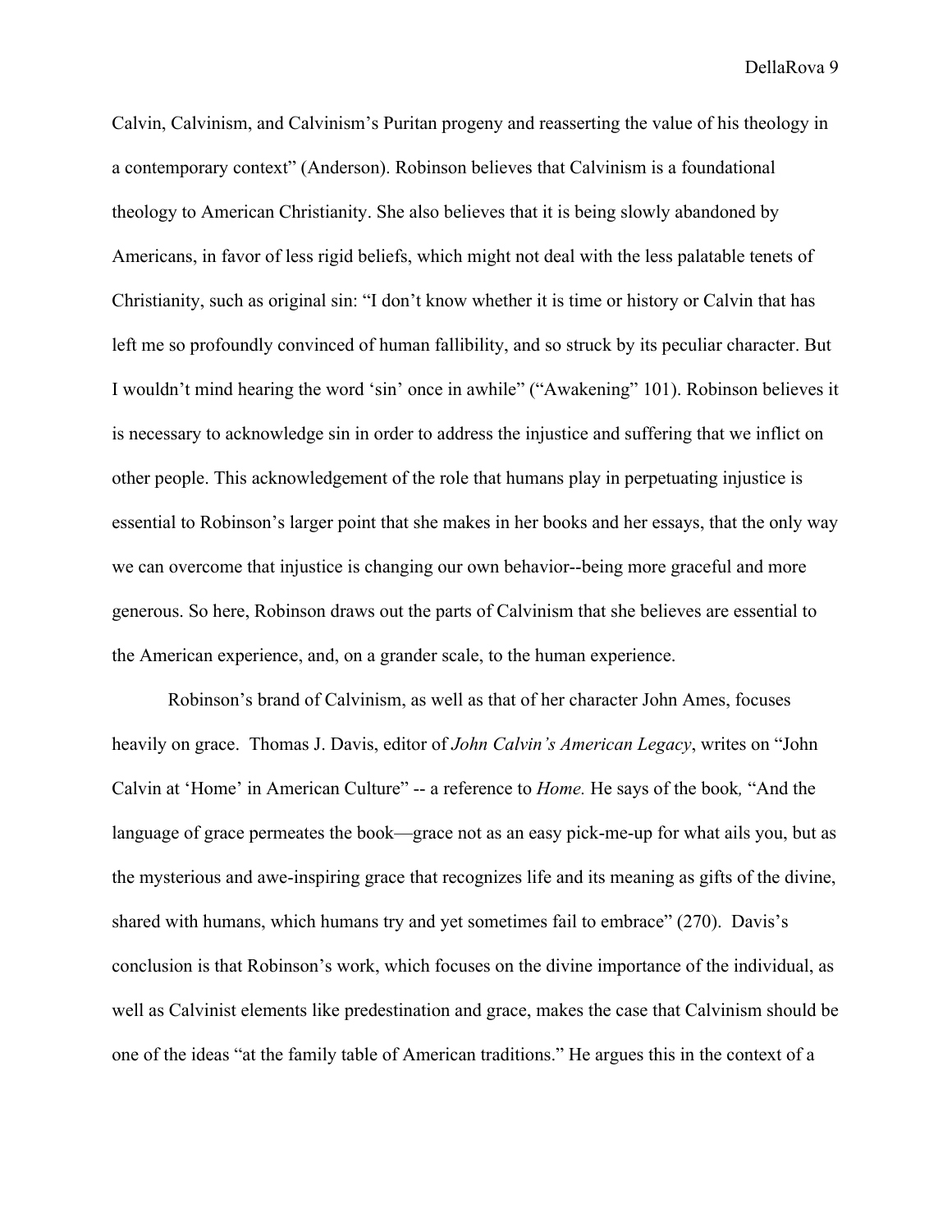Calvin, Calvinism, and Calvinism's Puritan progeny and reasserting the value of his theology in a contemporary context" (Anderson). Robinson believes that Calvinism is a foundational theology to American Christianity. She also believes that it is being slowly abandoned by Americans, in favor of less rigid beliefs, which might not deal with the less palatable tenets of Christianity, such as original sin: "I don't know whether it is time or history or Calvin that has left me so profoundly convinced of human fallibility, and so struck by its peculiar character. But I wouldn't mind hearing the word 'sin' once in awhile" ("Awakening" 101). Robinson believes it is necessary to acknowledge sin in order to address the injustice and suffering that we inflict on other people. This acknowledgement of the role that humans play in perpetuating injustice is essential to Robinson's larger point that she makes in her books and her essays, that the only way we can overcome that injustice is changing our own behavior--being more graceful and more generous. So here, Robinson draws out the parts of Calvinism that she believes are essential to the American experience, and, on a grander scale, to the human experience.

Robinson's brand of Calvinism, as well as that of her character John Ames, focuses heavily on grace. Thomas J. Davis, editor of *John Calvin's American Legacy*, writes on "John Calvin at 'Home' in American Culture" -- a reference to *Home.* He says of the book, "And the language of grace permeates the book—grace not as an easy pick-me-up for what ails you, but as the mysterious and awe-inspiring grace that recognizes life and its meaning as gifts of the divine, shared with humans, which humans try and yet sometimes fail to embrace" (270). Davis's conclusion is that Robinson's work, which focuses on the divine importance of the individual, as well as Calvinist elements like predestination and grace, makes the case that Calvinism should be one of the ideas "at the family table of American traditions." He argues this in the context of a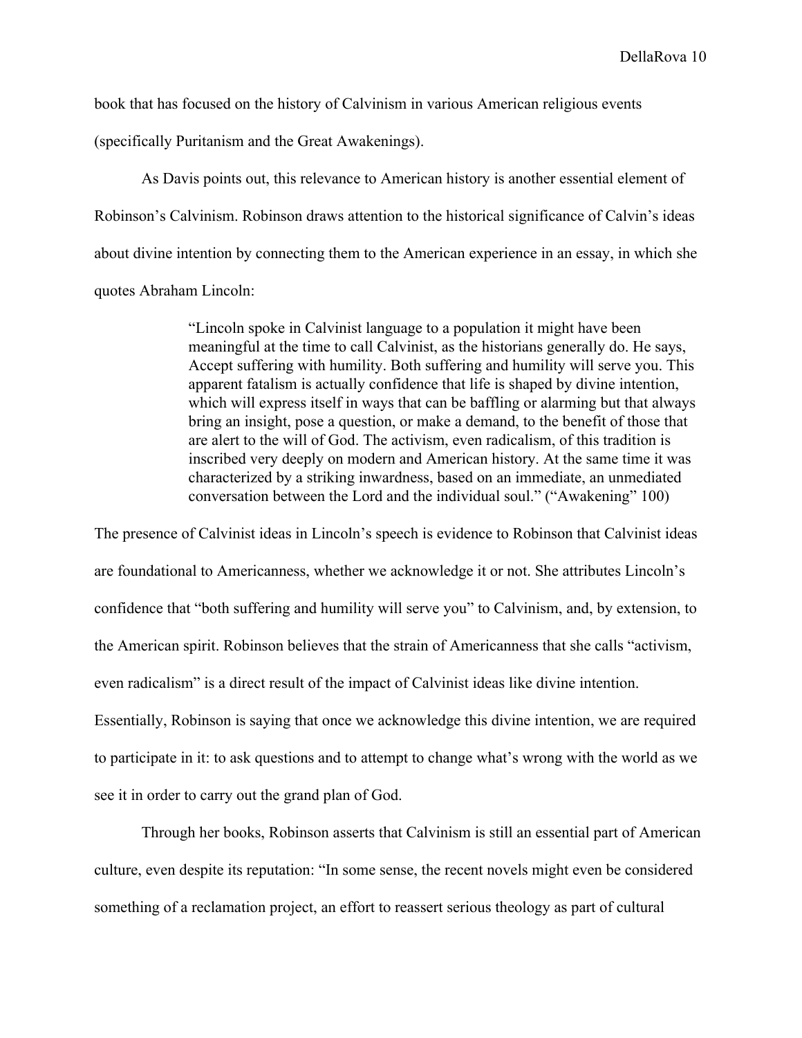book that has focused on the history of Calvinism in various American religious events (specifically Puritanism and the Great Awakenings).

As Davis points out, this relevance to American history is another essential element of Robinson's Calvinism. Robinson draws attention to the historical significance of Calvin's ideas about divine intention by connecting them to the American experience in an essay, in which she quotes Abraham Lincoln:

> "Lincoln spoke in Calvinist language to a population it might have been meaningful at the time to call Calvinist, as the historians generally do. He says, Accept suffering with humility. Both suffering and humility will serve you. This apparent fatalism is actually confidence that life is shaped by divine intention, which will express itself in ways that can be baffling or alarming but that always bring an insight, pose a question, or make a demand, to the benefit of those that are alert to the will of God. The activism, even radicalism, of this tradition is inscribed very deeply on modern and American history. At the same time it was characterized by a striking inwardness, based on an immediate, an unmediated conversation between the Lord and the individual soul." ("Awakening" 100)

The presence of Calvinist ideas in Lincoln's speech is evidence to Robinson that Calvinist ideas are foundational to Americanness, whether we acknowledge it or not. She attributes Lincoln's confidence that "both suffering and humility will serve you" to Calvinism, and, by extension, to the American spirit. Robinson believes that the strain of Americanness that she calls "activism, even radicalism" is a direct result of the impact of Calvinist ideas like divine intention. Essentially, Robinson is saying that once we acknowledge this divine intention, we are required to participate in it: to ask questions and to attempt to change what's wrong with the world as we see it in order to carry out the grand plan of God.

Through her books, Robinson asserts that Calvinism is still an essential part of American culture, even despite its reputation: "In some sense, the recent novels might even be considered something of a reclamation project, an effort to reassert serious theology as part of cultural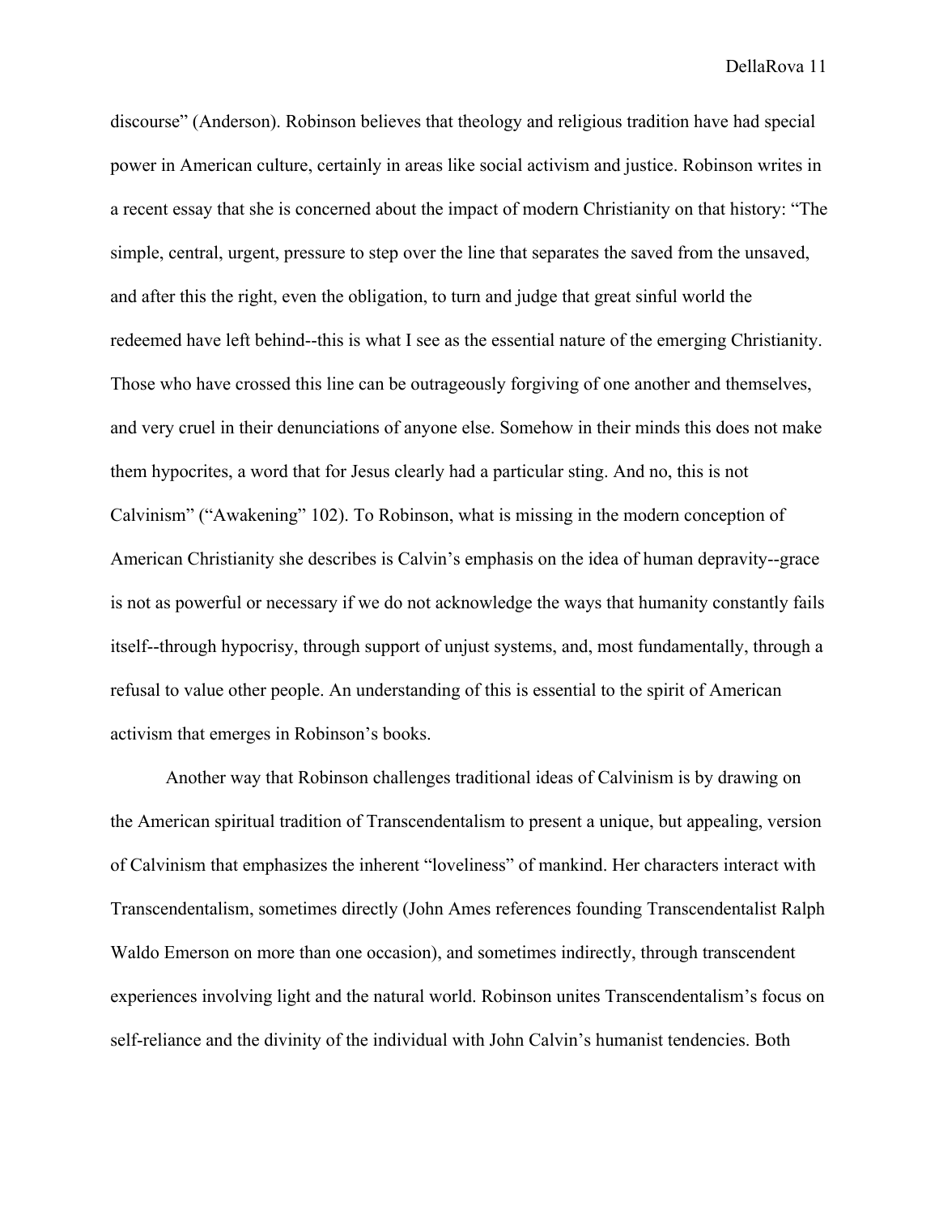discourse" (Anderson). Robinson believes that theology and religious tradition have had special power in American culture, certainly in areas like social activism and justice. Robinson writes in a recent essay that she is concerned about the impact of modern Christianity on that history: "The simple, central, urgent, pressure to step over the line that separates the saved from the unsaved, and after this the right, even the obligation, to turn and judge that great sinful world the redeemed have left behind--this is what I see as the essential nature of the emerging Christianity. Those who have crossed this line can be outrageously forgiving of one another and themselves, and very cruel in their denunciations of anyone else. Somehow in their minds this does not make them hypocrites, a word that for Jesus clearly had a particular sting. And no, this is not Calvinism" ("Awakening" 102). To Robinson, what is missing in the modern conception of American Christianity she describes is Calvin's emphasis on the idea of human depravity--grace is not as powerful or necessary if we do not acknowledge the ways that humanity constantly fails itself--through hypocrisy, through support of unjust systems, and, most fundamentally, through a refusal to value other people. An understanding of this is essential to the spirit of American activism that emerges in Robinson's books.

Another way that Robinson challenges traditional ideas of Calvinism is by drawing on the American spiritual tradition of Transcendentalism to present a unique, but appealing, version of Calvinism that emphasizes the inherent "loveliness" of mankind. Her characters interact with Transcendentalism, sometimes directly (John Ames references founding Transcendentalist Ralph Waldo Emerson on more than one occasion), and sometimes indirectly, through transcendent experiences involving light and the natural world. Robinson unites Transcendentalism's focus on self-reliance and the divinity of the individual with John Calvin's humanist tendencies. Both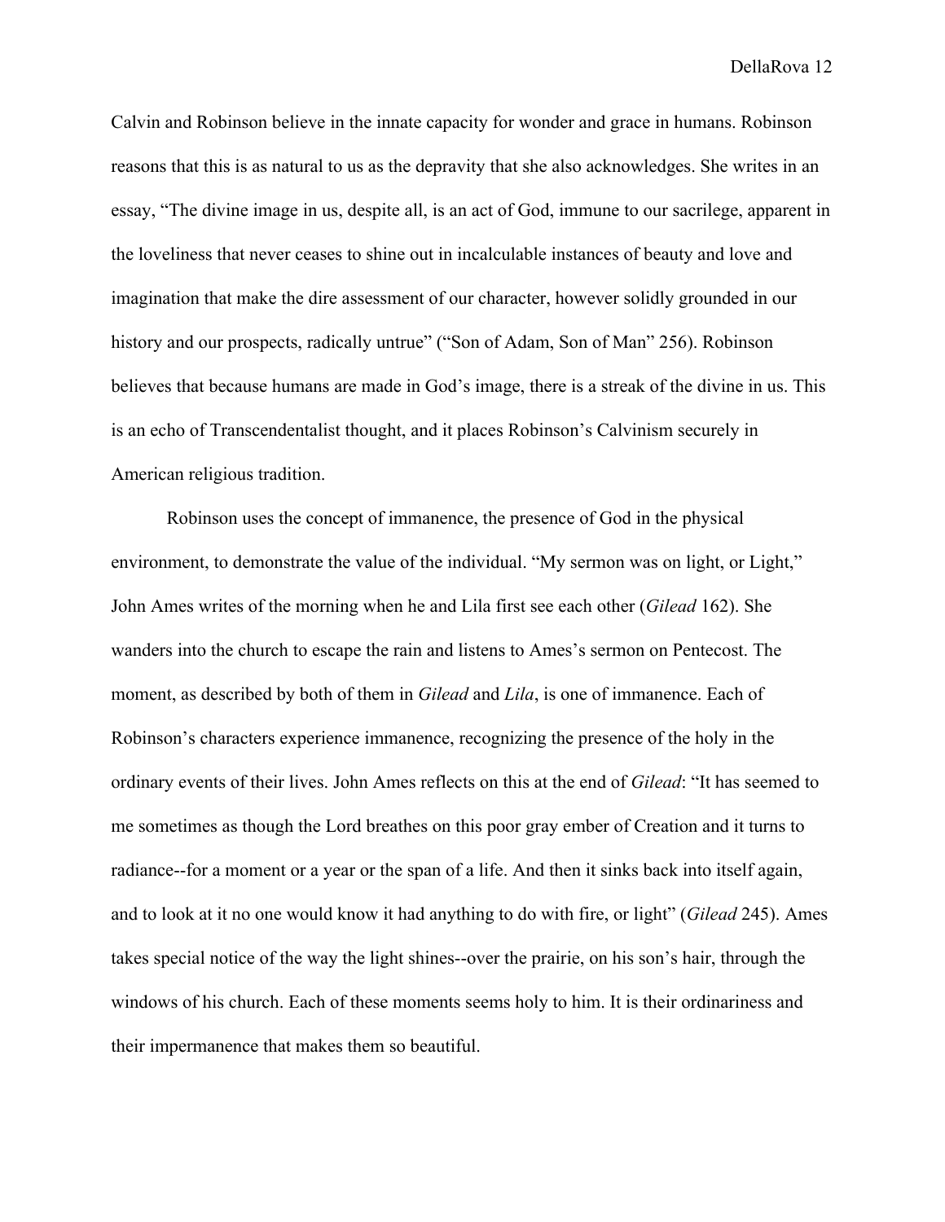Calvin and Robinson believe in the innate capacity for wonder and grace in humans. Robinson reasons that this is as natural to us as the depravity that she also acknowledges. She writes in an essay, “The divine image in us, despite all, is an act of God, immune to our sacrilege, apparent in the loveliness that never ceases to shine out in incalculable instances of beauty and love and imagination that make the dire assessment of our character, however solidly grounded in our history and our prospects, radically untrue” (“Son of Adam, Son of Man” 256). Robinson believes that because humans are made in God’s image, there is a streak of the divine in us. This is an echo of Transcendentalist thought, and it places Robinson’s Calvinism securely in American religious tradition.

Robinson uses the concept of immanence, the presence of God in the physical environment, to demonstrate the value of the individual. “My sermon was on light, or Light,” John Ames writes of the morning when he and Lila first see each other (*Gilead* 162). She wanders into the church to escape the rain and listens to Ames’s sermon on Pentecost. The moment, as described by both of them in *Gilead* and *Lila*, is one of immanence. Each of Robinson’s characters experience immanence, recognizing the presence of the holy in the ordinary events of their lives. John Ames reflects on this at the end of *Gilead*: “It has seemed to me sometimes as though the Lord breathes on this poor gray ember of Creation and it turns to radiance--for a moment or a year or the span of a life. And then it sinks back into itself again, and to look at it no one would know it had anything to do with fire, or light” (*Gilead* 245). Ames takes special notice of the way the light shines--over the prairie, on his son’s hair, through the windows of his church. Each of these moments seems holy to him. It is their ordinariness and their impermanence that makes them so beautiful.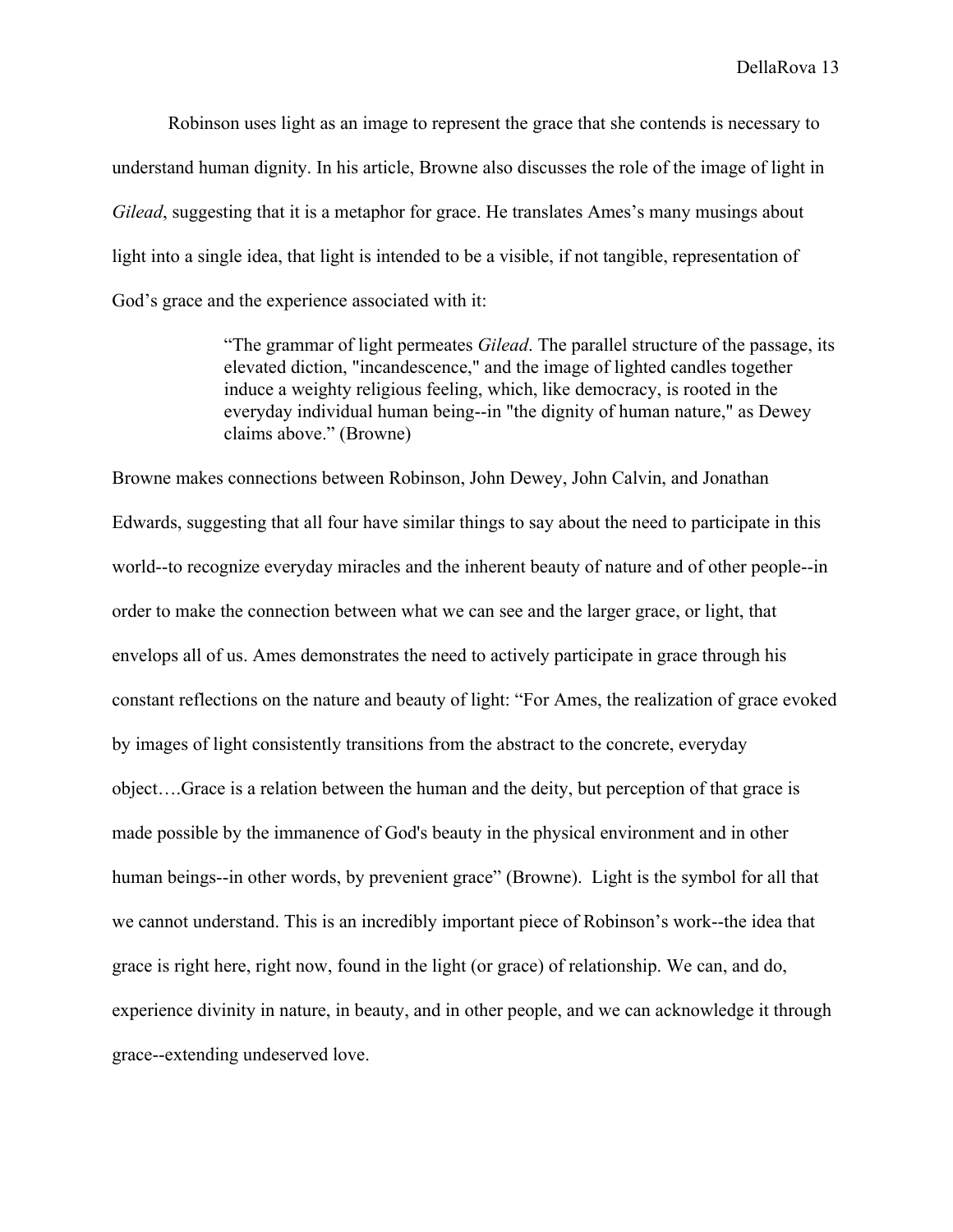Robinson uses light as an image to represent the grace that she contends is necessary to understand human dignity. In his article, Browne also discusses the role of the image of light in *Gilead*, suggesting that it is a metaphor for grace. He translates Ames's many musings about light into a single idea, that light is intended to be a visible, if not tangible, representation of God's grace and the experience associated with it:

> "The grammar of light permeates *Gilead*. The parallel structure of the passage, its elevated diction, "incandescence," and the image of lighted candles together induce a weighty religious feeling, which, like democracy, is rooted in the everyday individual human being--in "the dignity of human nature," as Dewey claims above." (Browne)

Browne makes connections between Robinson, John Dewey, John Calvin, and Jonathan Edwards, suggesting that all four have similar things to say about the need to participate in this world--to recognize everyday miracles and the inherent beauty of nature and of other people--in order to make the connection between what we can see and the larger grace, or light, that envelops all of us. Ames demonstrates the need to actively participate in grace through his constant reflections on the nature and beauty of light: "For Ames, the realization of grace evoked by images of light consistently transitions from the abstract to the concrete, everyday object….Grace is a relation between the human and the deity, but perception of that grace is made possible by the immanence of God's beauty in the physical environment and in other human beings--in other words, by prevenient grace" (Browne). Light is the symbol for all that we cannot understand. This is an incredibly important piece of Robinson's work--the idea that grace is right here, right now, found in the light (or grace) of relationship. We can, and do, experience divinity in nature, in beauty, and in other people, and we can acknowledge it through grace--extending undeserved love.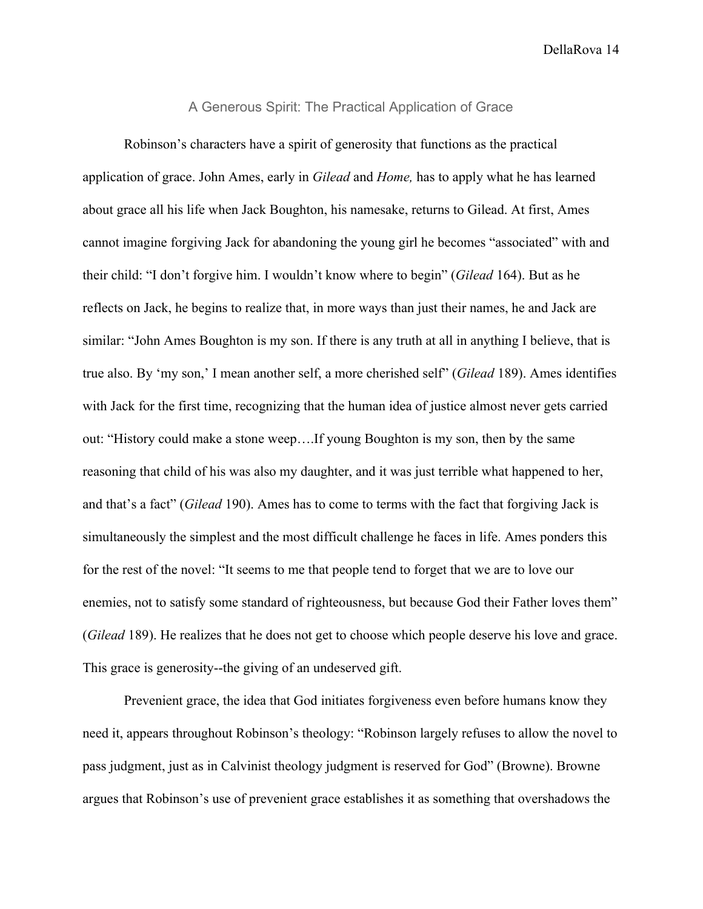## A Generous Spirit: The Practical Application of Grace

Robinson's characters have a spirit of generosity that functions as the practical application of grace. John Ames, early in *Gilead* and *Home,* has to apply what he has learned about grace all his life when Jack Boughton, his namesake, returns to Gilead. At first, Ames cannot imagine forgiving Jack for abandoning the young girl he becomes "associated" with and their child: "I don't forgive him. I wouldn't know where to begin" (*Gilead* 164). But as he reflects on Jack, he begins to realize that, in more ways than just their names, he and Jack are similar: "John Ames Boughton is my son. If there is any truth at all in anything I believe, that is true also. By 'my son,' I mean another self, a more cherished self" (*Gilead* 189). Ames identifies with Jack for the first time, recognizing that the human idea of justice almost never gets carried out: "History could make a stone weep….If young Boughton is my son, then by the same reasoning that child of his was also my daughter, and it was just terrible what happened to her, and that's a fact" (*Gilead* 190). Ames has to come to terms with the fact that forgiving Jack is simultaneously the simplest and the most difficult challenge he faces in life. Ames ponders this for the rest of the novel: "It seems to me that people tend to forget that we are to love our enemies, not to satisfy some standard of righteousness, but because God their Father loves them" (*Gilead* 189). He realizes that he does not get to choose which people deserve his love and grace. This grace is generosity--the giving of an undeserved gift.

Prevenient grace, the idea that God initiates forgiveness even before humans know they need it, appears throughout Robinson's theology: "Robinson largely refuses to allow the novel to pass judgment, just as in Calvinist theology judgment is reserved for God" (Browne). Browne argues that Robinson's use of prevenient grace establishes it as something that overshadows the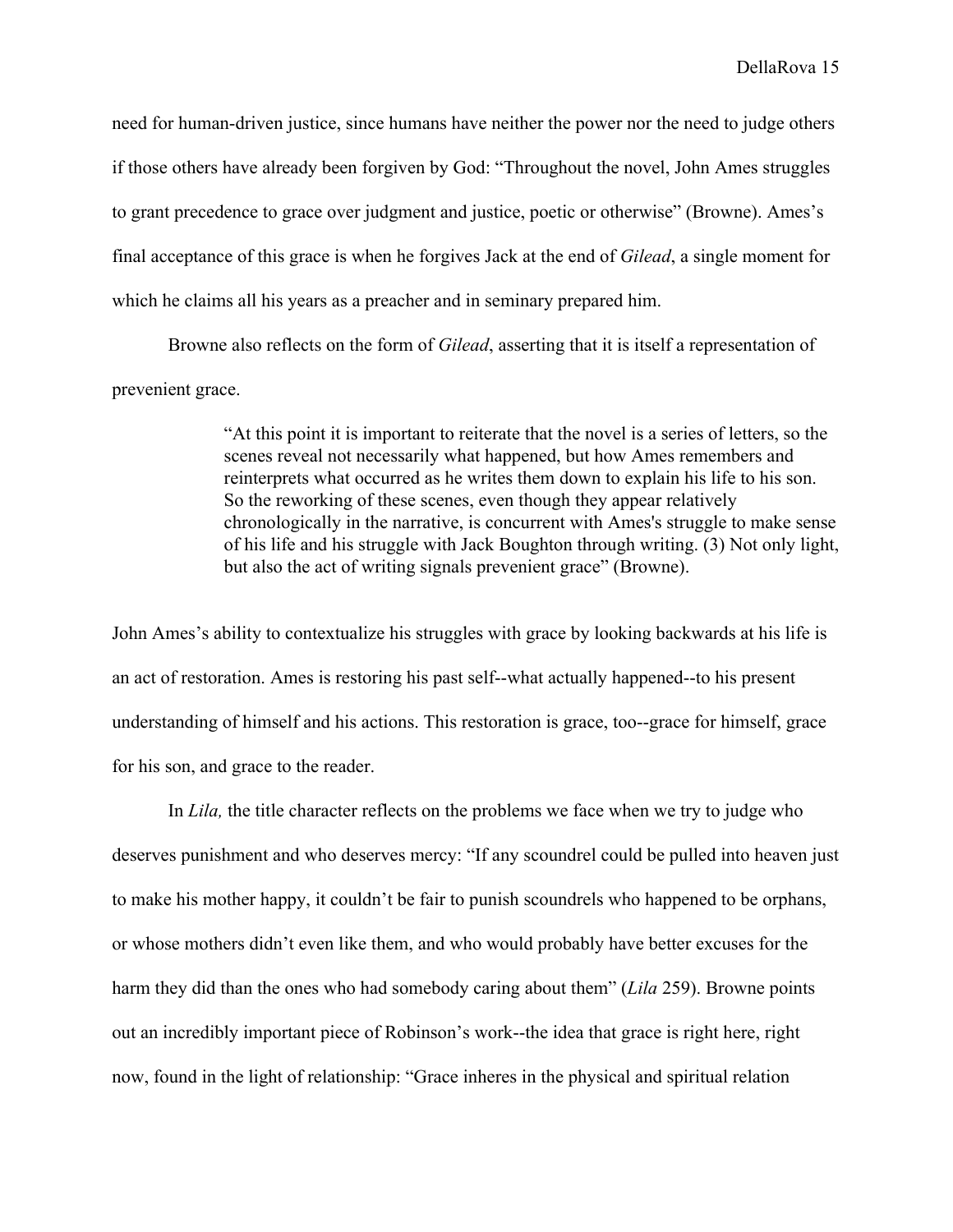need for human-driven justice, since humans have neither the power nor the need to judge others if those others have already been forgiven by God: "Throughout the novel, John Ames struggles to grant precedence to grace over judgment and justice, poetic or otherwise" (Browne). Ames's final acceptance of this grace is when he forgives Jack at the end of *Gilead*, a single moment for which he claims all his years as a preacher and in seminary prepared him.

Browne also reflects on the form of *Gilead*, asserting that it is itself a representation of prevenient grace.

> "At this point it is important to reiterate that the novel is a series of letters, so the scenes reveal not necessarily what happened, but how Ames remembers and reinterprets what occurred as he writes them down to explain his life to his son. So the reworking of these scenes, even though they appear relatively chronologically in the narrative, is concurrent with Ames's struggle to make sense of his life and his struggle with Jack Boughton through writing. (3) Not only light, but also the act of writing signals prevenient grace" (Browne).

John Ames's ability to contextualize his struggles with grace by looking backwards at his life is an act of restoration. Ames is restoring his past self--what actually happened--to his present understanding of himself and his actions. This restoration is grace, too--grace for himself, grace for his son, and grace to the reader.

In *Lila,* the title character reflects on the problems we face when we try to judge who deserves punishment and who deserves mercy: "If any scoundrel could be pulled into heaven just to make his mother happy, it couldn't be fair to punish scoundrels who happened to be orphans, or whose mothers didn't even like them, and who would probably have better excuses for the harm they did than the ones who had somebody caring about them" (*Lila* 259). Browne points out an incredibly important piece of Robinson's work--the idea that grace is right here, right now, found in the light of relationship: "Grace inheres in the physical and spiritual relation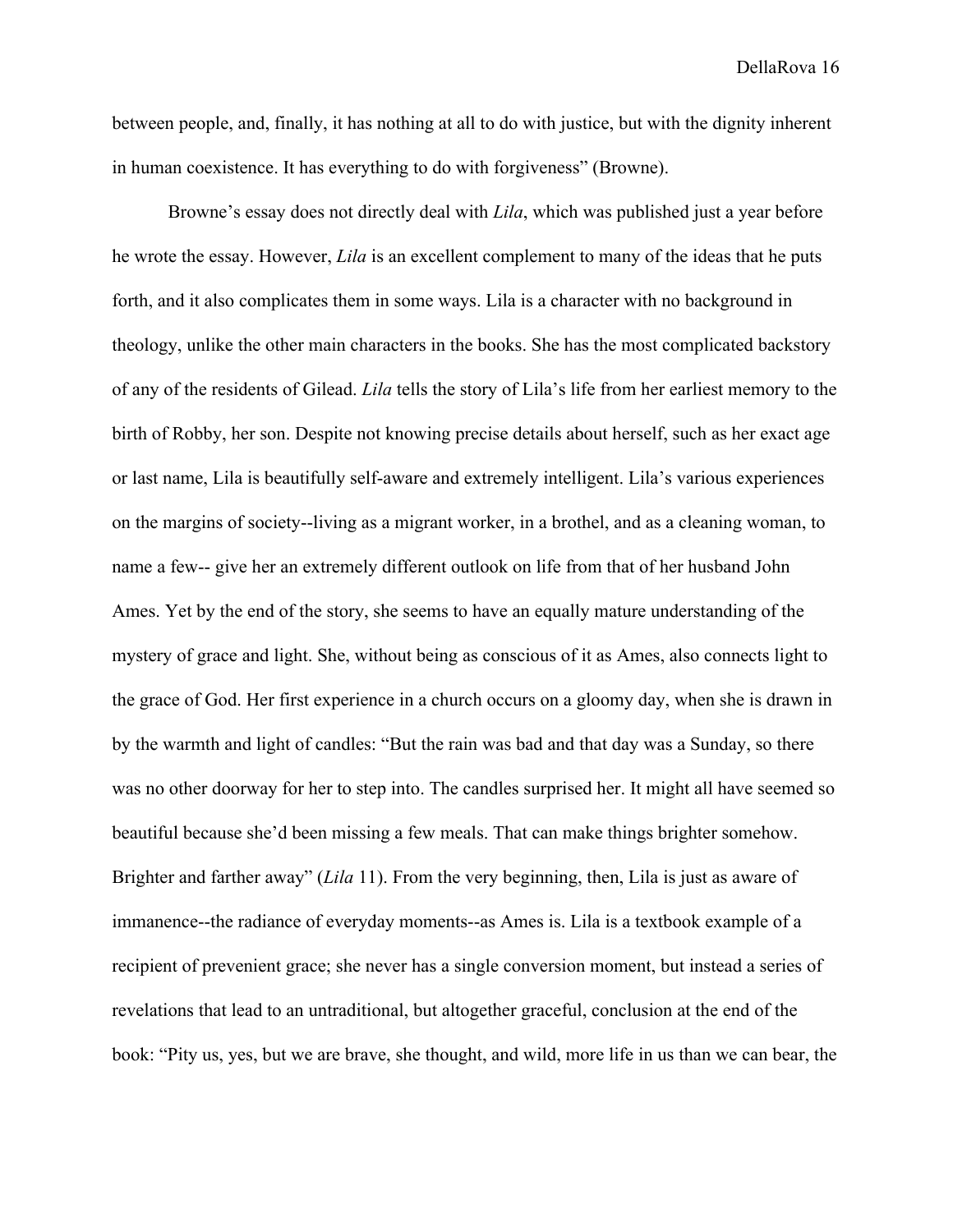between people, and, finally, it has nothing at all to do with justice, but with the dignity inherent in human coexistence. It has everything to do with forgiveness" (Browne).

Browne's essay does not directly deal with *Lila*, which was published just a year before he wrote the essay. However, *Lila* is an excellent complement to many of the ideas that he puts forth, and it also complicates them in some ways. Lila is a character with no background in theology, unlike the other main characters in the books. She has the most complicated backstory of any of the residents of Gilead. *Lila* tells the story of Lila's life from her earliest memory to the birth of Robby, her son. Despite not knowing precise details about herself, such as her exact age or last name, Lila is beautifully self-aware and extremely intelligent. Lila's various experiences on the margins of society--living as a migrant worker, in a brothel, and as a cleaning woman, to name a few-- give her an extremely different outlook on life from that of her husband John Ames. Yet by the end of the story, she seems to have an equally mature understanding of the mystery of grace and light. She, without being as conscious of it as Ames, also connects light to the grace of God. Her first experience in a church occurs on a gloomy day, when she is drawn in by the warmth and light of candles: "But the rain was bad and that day was a Sunday, so there was no other doorway for her to step into. The candles surprised her. It might all have seemed so beautiful because she'd been missing a few meals. That can make things brighter somehow. Brighter and farther away" (*Lila* 11). From the very beginning, then, Lila is just as aware of immanence--the radiance of everyday moments--as Ames is. Lila is a textbook example of a recipient of prevenient grace; she never has a single conversion moment, but instead a series of revelations that lead to an untraditional, but altogether graceful, conclusion at the end of the book: "Pity us, yes, but we are brave, she thought, and wild, more life in us than we can bear, the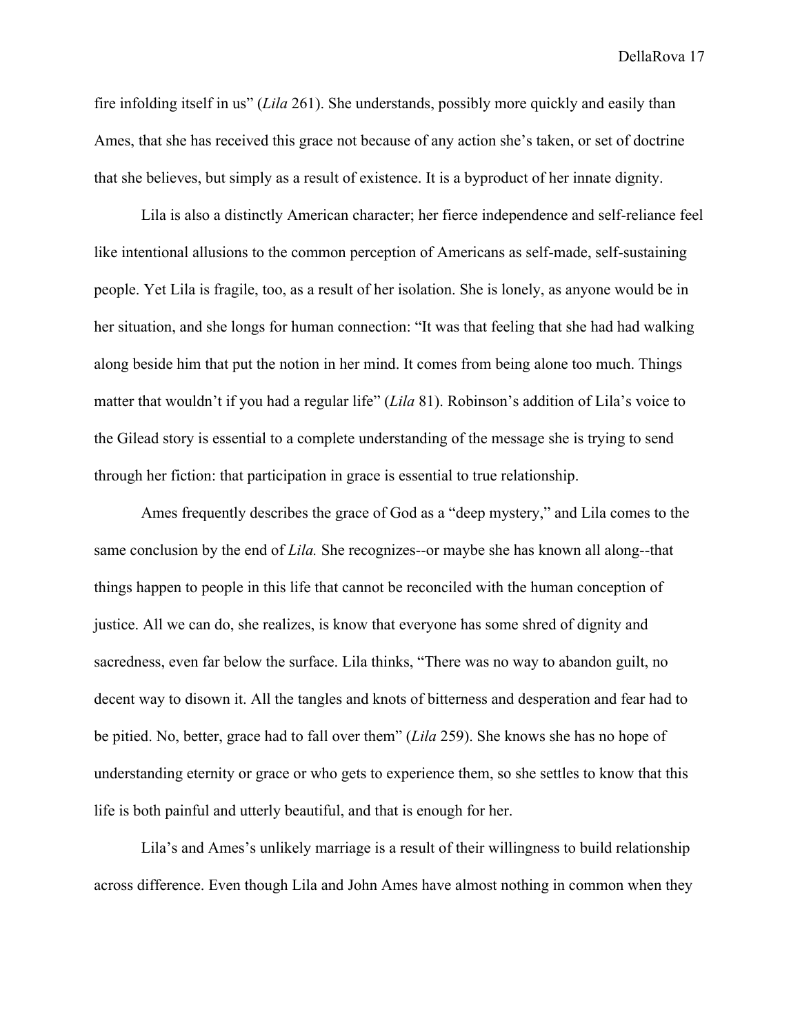fire infolding itself in us" (*Lila* 261). She understands, possibly more quickly and easily than Ames, that she has received this grace not because of any action she's taken, or set of doctrine that she believes, but simply as a result of existence. It is a byproduct of her innate dignity.

Lila is also a distinctly American character; her fierce independence and self-reliance feel like intentional allusions to the common perception of Americans as self-made, self-sustaining people. Yet Lila is fragile, too, as a result of her isolation. She is lonely, as anyone would be in her situation, and she longs for human connection: "It was that feeling that she had had walking along beside him that put the notion in her mind. It comes from being alone too much. Things matter that wouldn't if you had a regular life" (*Lila* 81). Robinson's addition of Lila's voice to the Gilead story is essential to a complete understanding of the message she is trying to send through her fiction: that participation in grace is essential to true relationship.

Ames frequently describes the grace of God as a "deep mystery," and Lila comes to the same conclusion by the end of *Lila.* She recognizes--or maybe she has known all along--that things happen to people in this life that cannot be reconciled with the human conception of justice. All we can do, she realizes, is know that everyone has some shred of dignity and sacredness, even far below the surface. Lila thinks, "There was no way to abandon guilt, no decent way to disown it. All the tangles and knots of bitterness and desperation and fear had to be pitied. No, better, grace had to fall over them" (*Lila* 259). She knows she has no hope of understanding eternity or grace or who gets to experience them, so she settles to know that this life is both painful and utterly beautiful, and that is enough for her.

Lila's and Ames's unlikely marriage is a result of their willingness to build relationship across difference. Even though Lila and John Ames have almost nothing in common when they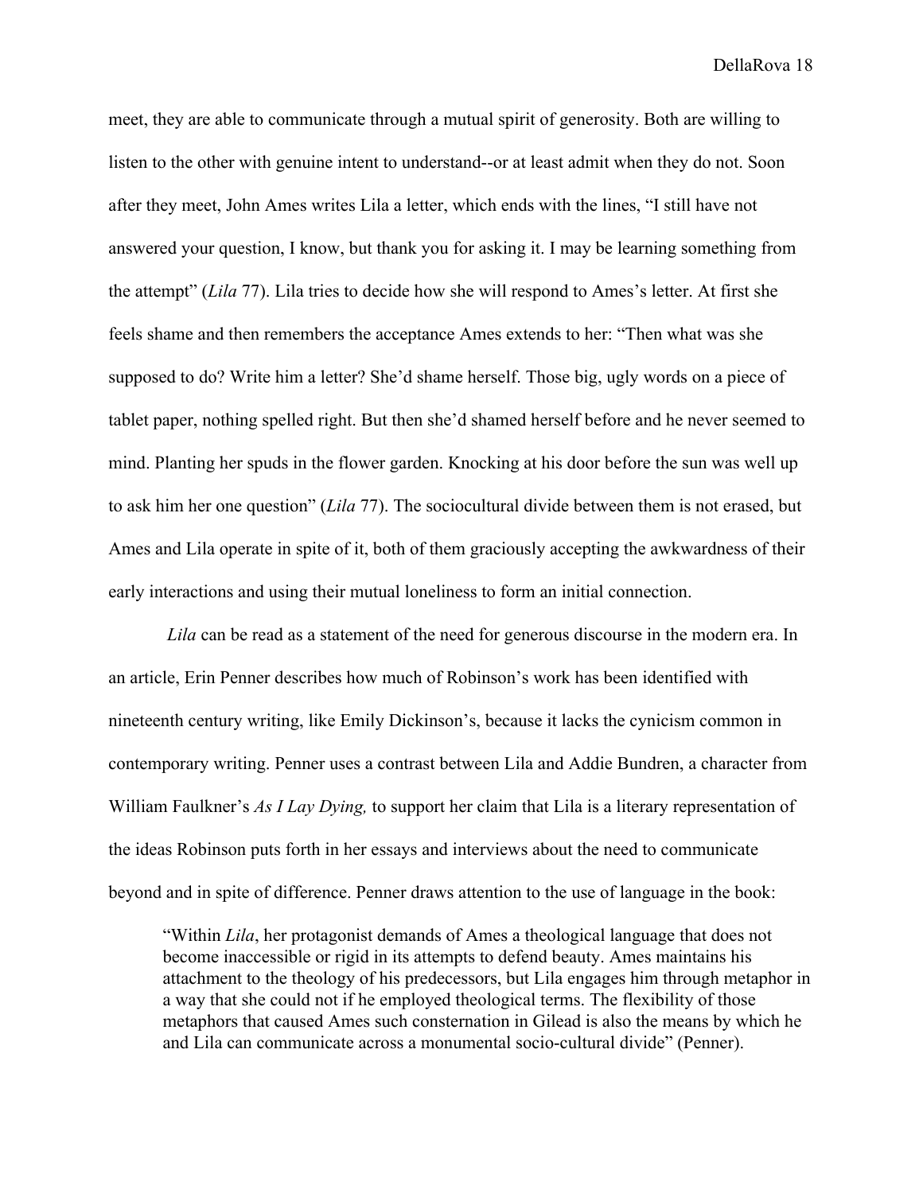meet, they are able to communicate through a mutual spirit of generosity. Both are willing to listen to the other with genuine intent to understand--or at least admit when they do not. Soon after they meet, John Ames writes Lila a letter, which ends with the lines, "I still have not answered your question, I know, but thank you for asking it. I may be learning something from the attempt" (*Lila* 77). Lila tries to decide how she will respond to Ames's letter. At first she feels shame and then remembers the acceptance Ames extends to her: "Then what was she supposed to do? Write him a letter? She'd shame herself. Those big, ugly words on a piece of tablet paper, nothing spelled right. But then she'd shamed herself before and he never seemed to mind. Planting her spuds in the flower garden. Knocking at his door before the sun was well up to ask him her one question" (*Lila* 77). The sociocultural divide between them is not erased, but Ames and Lila operate in spite of it, both of them graciously accepting the awkwardness of their early interactions and using their mutual loneliness to form an initial connection.

*Lila* can be read as a statement of the need for generous discourse in the modern era. In an article, Erin Penner describes how much of Robinson's work has been identified with nineteenth century writing, like Emily Dickinson's, because it lacks the cynicism common in contemporary writing. Penner uses a contrast between Lila and Addie Bundren, a character from William Faulkner's *As I Lay Dying,* to support her claim that Lila is a literary representation of the ideas Robinson puts forth in her essays and interviews about the need to communicate beyond and in spite of difference. Penner draws attention to the use of language in the book:

> "Within *Lila*, her protagonist demands of Ames a theological language that does not become inaccessible or rigid in its attempts to defend beauty. Ames maintains his attachment to the theology of his predecessors, but Lila engages him through metaphor in a way that she could not if he employed theological terms. The flexibility of those metaphors that caused Ames such consternation in Gilead is also the means by which he and Lila can communicate across a monumental socio-cultural divide" (Penner).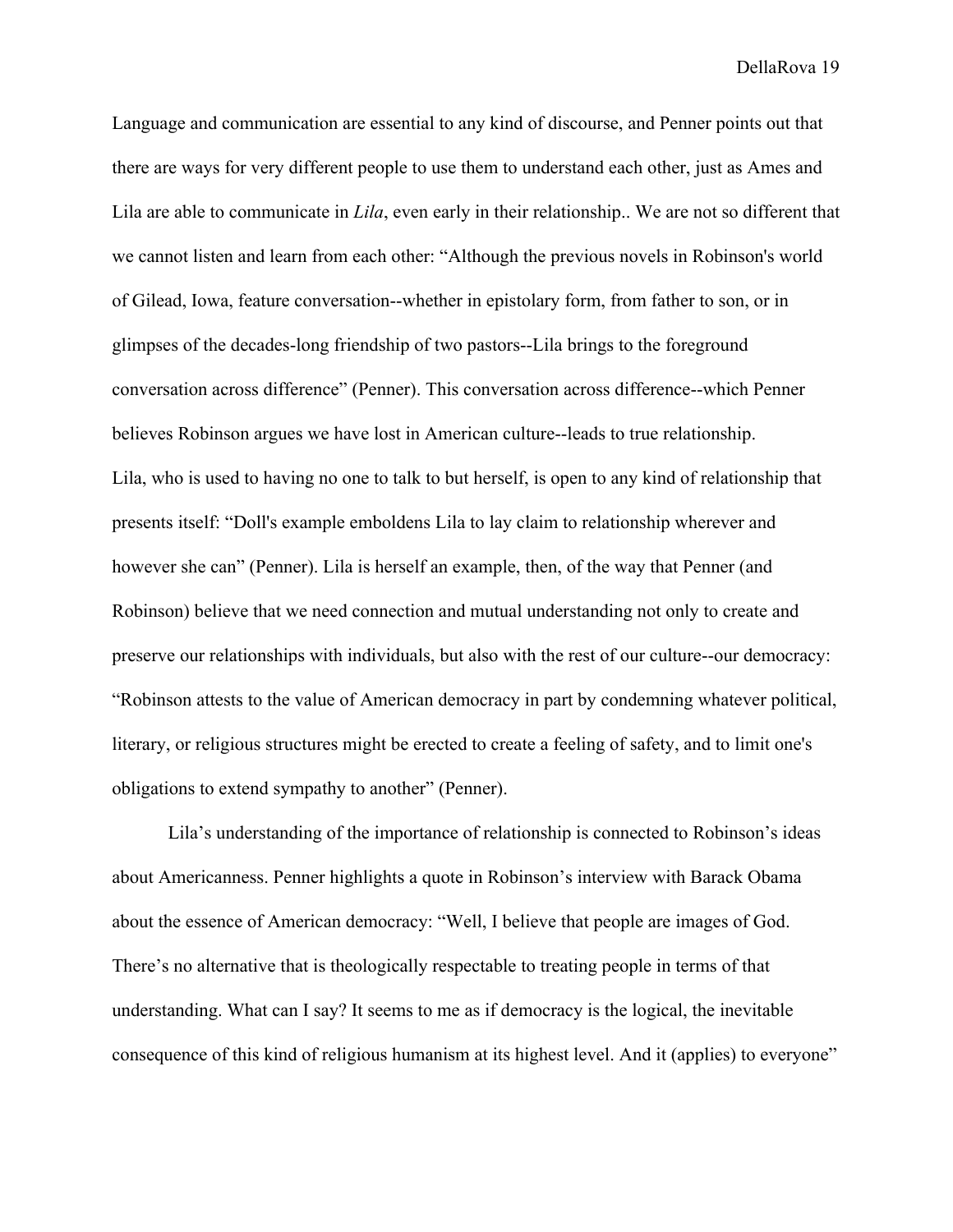Language and communication are essential to any kind of discourse, and Penner points out that there are ways for very different people to use them to understand each other, just as Ames and Lila are able to communicate in *Lila*, even early in their relationship.. We are not so different that we cannot listen and learn from each other: "Although the previous novels in Robinson's world of Gilead, Iowa, feature conversation--whether in epistolary form, from father to son, or in glimpses of the decades-long friendship of two pastors--Lila brings to the foreground conversation across difference" (Penner). This conversation across difference--which Penner believes Robinson argues we have lost in American culture--leads to true relationship.
Lila, who is used to having no one to talk to but herself, is open to any kind of relationship that presents itself: "Doll's example emboldens Lila to lay claim to relationship wherever and however she can" (Penner). Lila is herself an example, then, of the way that Penner (and Robinson) believe that we need connection and mutual understanding not only to create and preserve our relationships with individuals, but also with the rest of our culture--our democracy: "Robinson attests to the value of American democracy in part by condemning whatever political, literary, or religious structures might be erected to create a feeling of safety, and to limit one's obligations to extend sympathy to another" (Penner).

Lila's understanding of the importance of relationship is connected to Robinson's ideas about Americanness. Penner highlights a quote in Robinson's interview with Barack Obama about the essence of American democracy: "Well, I believe that people are images of God. There's no alternative that is theologically respectable to treating people in terms of that understanding. What can I say? It seems to me as if democracy is the logical, the inevitable consequence of this kind of religious humanism at its highest level. And it (applies) to everyone"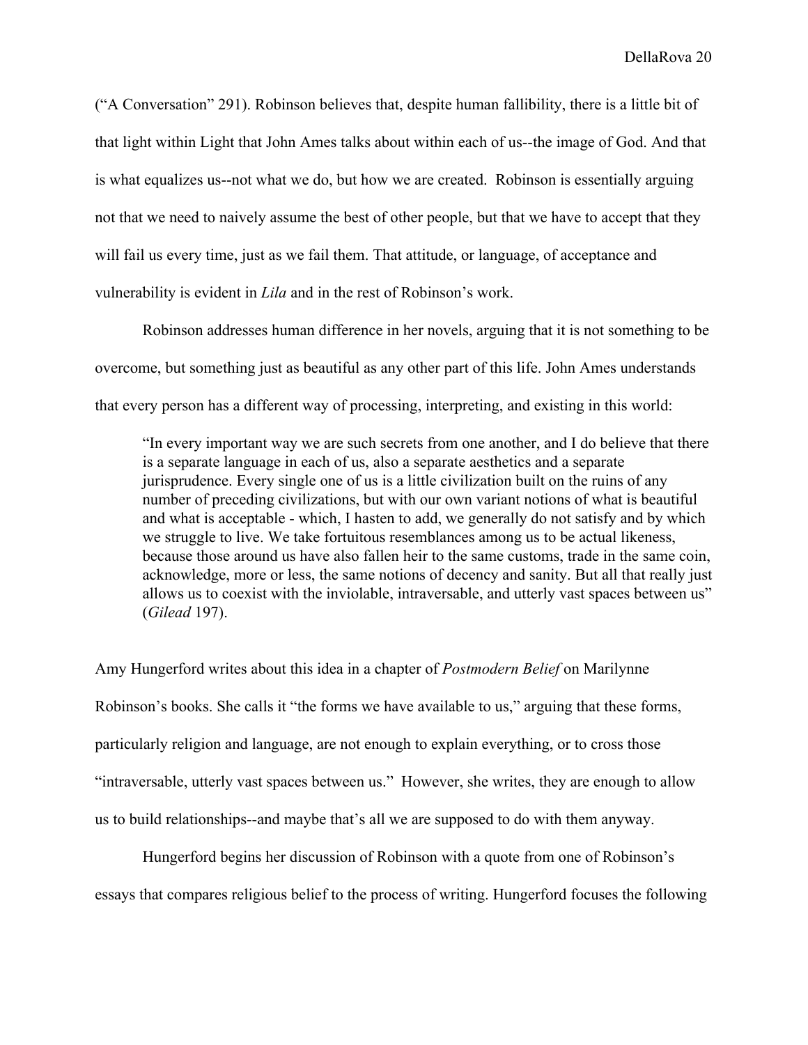("A Conversation" 291). Robinson believes that, despite human fallibility, there is a little bit of that light within Light that John Ames talks about within each of us--the image of God. And that is what equalizes us--not what we do, but how we are created. Robinson is essentially arguing not that we need to naively assume the best of other people, but that we have to accept that they will fail us every time, just as we fail them. That attitude, or language, of acceptance and vulnerability is evident in *Lila* and in the rest of Robinson's work.

Robinson addresses human difference in her novels, arguing that it is not something to be overcome, but something just as beautiful as any other part of this life. John Ames understands that every person has a different way of processing, interpreting, and existing in this world:

> "In every important way we are such secrets from one another, and I do believe that there is a separate language in each of us, also a separate aesthetics and a separate jurisprudence. Every single one of us is a little civilization built on the ruins of any number of preceding civilizations, but with our own variant notions of what is beautiful and what is acceptable - which, I hasten to add, we generally do not satisfy and by which we struggle to live. We take fortuitous resemblances among us to be actual likeness, because those around us have also fallen heir to the same customs, trade in the same coin, acknowledge, more or less, the same notions of decency and sanity. But all that really just allows us to coexist with the inviolable, intraversable, and utterly vast spaces between us" (*Gilead* 197).

Amy Hungerford writes about this idea in a chapter of *Postmodern Belief* on Marilynne Robinson's books. She calls it "the forms we have available to us," arguing that these forms, particularly religion and language, are not enough to explain everything, or to cross those "intraversable, utterly vast spaces between us." However, she writes, they are enough to allow us to build relationships--and maybe that's all we are supposed to do with them anyway.

Hungerford begins her discussion of Robinson with a quote from one of Robinson's essays that compares religious belief to the process of writing. Hungerford focuses the following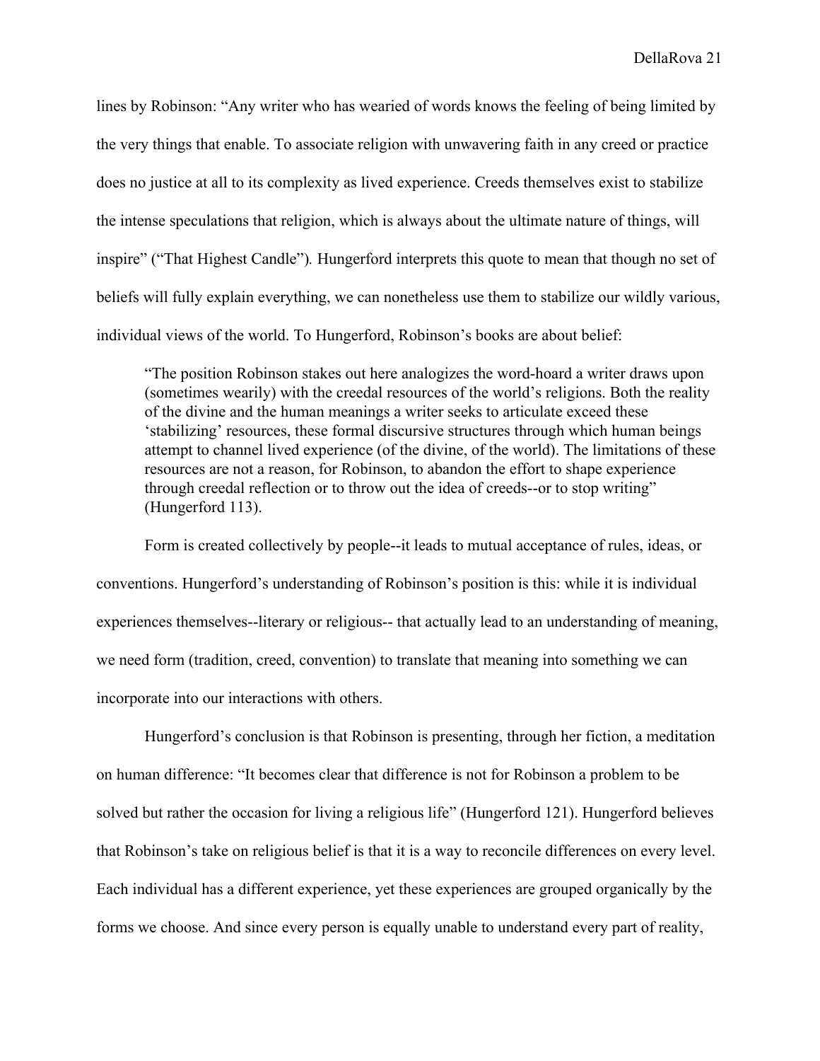lines by Robinson: "Any writer who has wearied of words knows the feeling of being limited by the very things that enable. To associate religion with unwavering faith in any creed or practice does no justice at all to its complexity as lived experience. Creeds themselves exist to stabilize the intense speculations that religion, which is always about the ultimate nature of things, will inspire" ("That Highest Candle"). Hungerford interprets this quote to mean that though no set of beliefs will fully explain everything, we can nonetheless use them to stabilize our wildly various, individual views of the world. To Hungerford, Robinson's books are about belief:

> "The position Robinson stakes out here analogizes the word-hoard a writer draws upon (sometimes wearily) with the creedal resources of the world's religions. Both the reality of the divine and the human meanings a writer seeks to articulate exceed these 'stabilizing' resources, these formal discursive structures through which human beings attempt to channel lived experience (of the divine, of the world). The limitations of these resources are not a reason, for Robinson, to abandon the effort to shape experience through creedal reflection or to throw out the idea of creeds--or to stop writing" (Hungerford 113).

Form is created collectively by people--it leads to mutual acceptance of rules, ideas, or conventions. Hungerford's understanding of Robinson's position is this: while it is individual experiences themselves--literary or religious-- that actually lead to an understanding of meaning, we need form (tradition, creed, convention) to translate that meaning into something we can incorporate into our interactions with others.

Hungerford's conclusion is that Robinson is presenting, through her fiction, a meditation on human difference: "It becomes clear that difference is not for Robinson a problem to be solved but rather the occasion for living a religious life" (Hungerford 121). Hungerford believes that Robinson's take on religious belief is that it is a way to reconcile differences on every level. Each individual has a different experience, yet these experiences are grouped organically by the forms we choose. And since every person is equally unable to understand every part of reality,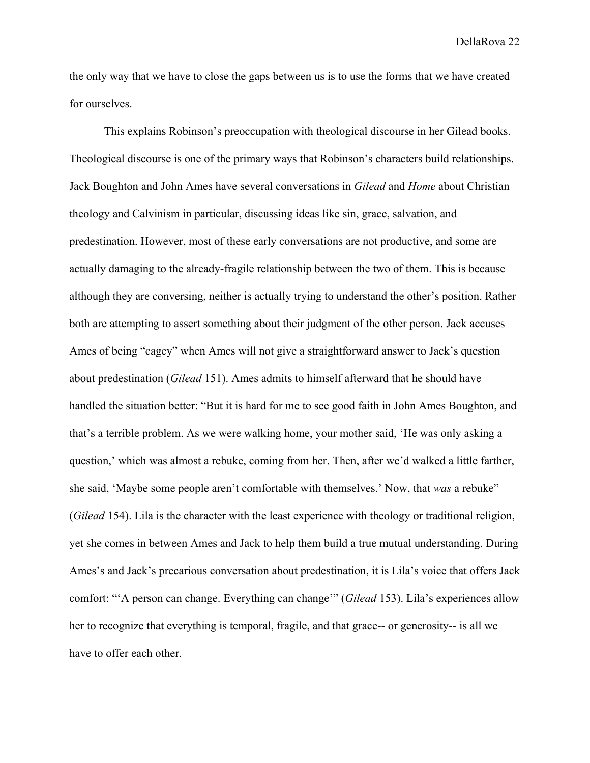the only way that we have to close the gaps between us is to use the forms that we have created for ourselves.

This explains Robinson's preoccupation with theological discourse in her Gilead books. Theological discourse is one of the primary ways that Robinson's characters build relationships. Jack Boughton and John Ames have several conversations in *Gilead* and *Home* about Christian theology and Calvinism in particular, discussing ideas like sin, grace, salvation, and predestination. However, most of these early conversations are not productive, and some are actually damaging to the already-fragile relationship between the two of them. This is because although they are conversing, neither is actually trying to understand the other's position. Rather both are attempting to assert something about their judgment of the other person. Jack accuses Ames of being "cagey" when Ames will not give a straightforward answer to Jack's question about predestination (*Gilead* 151). Ames admits to himself afterward that he should have handled the situation better: "But it is hard for me to see good faith in John Ames Boughton, and that's a terrible problem. As we were walking home, your mother said, 'He was only asking a question,' which was almost a rebuke, coming from her. Then, after we'd walked a little farther, she said, 'Maybe some people aren't comfortable with themselves.' Now, that *was* a rebuke" (*Gilead* 154). Lila is the character with the least experience with theology or traditional religion, yet she comes in between Ames and Jack to help them build a true mutual understanding. During Ames's and Jack's precarious conversation about predestination, it is Lila's voice that offers Jack comfort: "'A person can change. Everything can change'" (*Gilead* 153). Lila's experiences allow her to recognize that everything is temporal, fragile, and that grace-- or generosity-- is all we have to offer each other.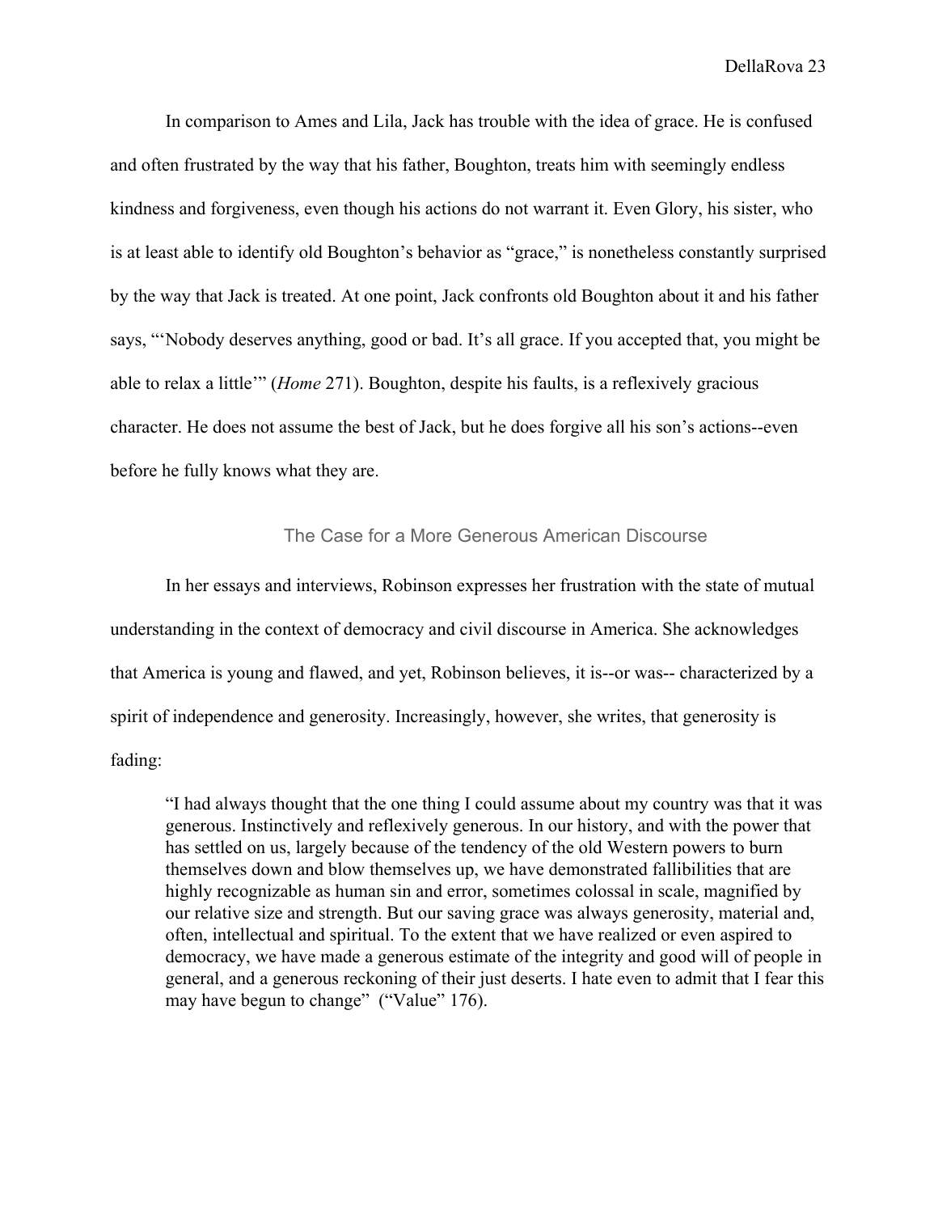In comparison to Ames and Lila, Jack has trouble with the idea of grace. He is confused and often frustrated by the way that his father, Boughton, treats him with seemingly endless kindness and forgiveness, even though his actions do not warrant it. Even Glory, his sister, who is at least able to identify old Boughton's behavior as "grace," is nonetheless constantly surprised by the way that Jack is treated. At one point, Jack confronts old Boughton about it and his father says, "'Nobody deserves anything, good or bad. It's all grace. If you accepted that, you might be able to relax a little'" (*Home* 271). Boughton, despite his faults, is a reflexively gracious character. He does not assume the best of Jack, but he does forgive all his son's actions--even before he fully knows what they are.

## The Case for a More Generous American Discourse

In her essays and interviews, Robinson expresses her frustration with the state of mutual understanding in the context of democracy and civil discourse in America. She acknowledges that America is young and flawed, and yet, Robinson believes, it is--or was-- characterized by a spirit of independence and generosity. Increasingly, however, she writes, that generosity is fading:

> "I had always thought that the one thing I could assume about my country was that it was generous. Instinctively and reflexively generous. In our history, and with the power that has settled on us, largely because of the tendency of the old Western powers to burn themselves down and blow themselves up, we have demonstrated fallibilities that are highly recognizable as human sin and error, sometimes colossal in scale, magnified by our relative size and strength. But our saving grace was always generosity, material and, often, intellectual and spiritual. To the extent that we have realized or even aspired to democracy, we have made a generous estimate of the integrity and good will of people in general, and a generous reckoning of their just deserts. I hate even to admit that I fear this may have begun to change" ("Value" 176).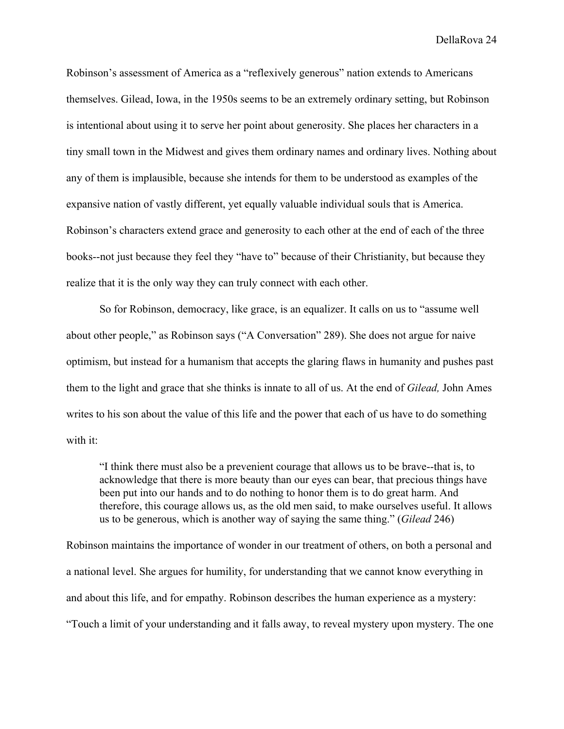Robinson's assessment of America as a "reflexively generous" nation extends to Americans themselves. Gilead, Iowa, in the 1950s seems to be an extremely ordinary setting, but Robinson is intentional about using it to serve her point about generosity. She places her characters in a tiny small town in the Midwest and gives them ordinary names and ordinary lives. Nothing about any of them is implausible, because she intends for them to be understood as examples of the expansive nation of vastly different, yet equally valuable individual souls that is America. Robinson's characters extend grace and generosity to each other at the end of each of the three books--not just because they feel they "have to" because of their Christianity, but because they realize that it is the only way they can truly connect with each other.

So for Robinson, democracy, like grace, is an equalizer. It calls on us to "assume well about other people," as Robinson says ("A Conversation" 289). She does not argue for naive optimism, but instead for a humanism that accepts the glaring flaws in humanity and pushes past them to the light and grace that she thinks is innate to all of us. At the end of *Gilead,* John Ames writes to his son about the value of this life and the power that each of us have to do something with it:

> "I think there must also be a prevenient courage that allows us to be brave--that is, to acknowledge that there is more beauty than our eyes can bear, that precious things have been put into our hands and to do nothing to honor them is to do great harm. And therefore, this courage allows us, as the old men said, to make ourselves useful. It allows us to be generous, which is another way of saying the same thing." (*Gilead* 246)

Robinson maintains the importance of wonder in our treatment of others, on both a personal and a national level. She argues for humility, for understanding that we cannot know everything in and about this life, and for empathy. Robinson describes the human experience as a mystery: "Touch a limit of your understanding and it falls away, to reveal mystery upon mystery. The one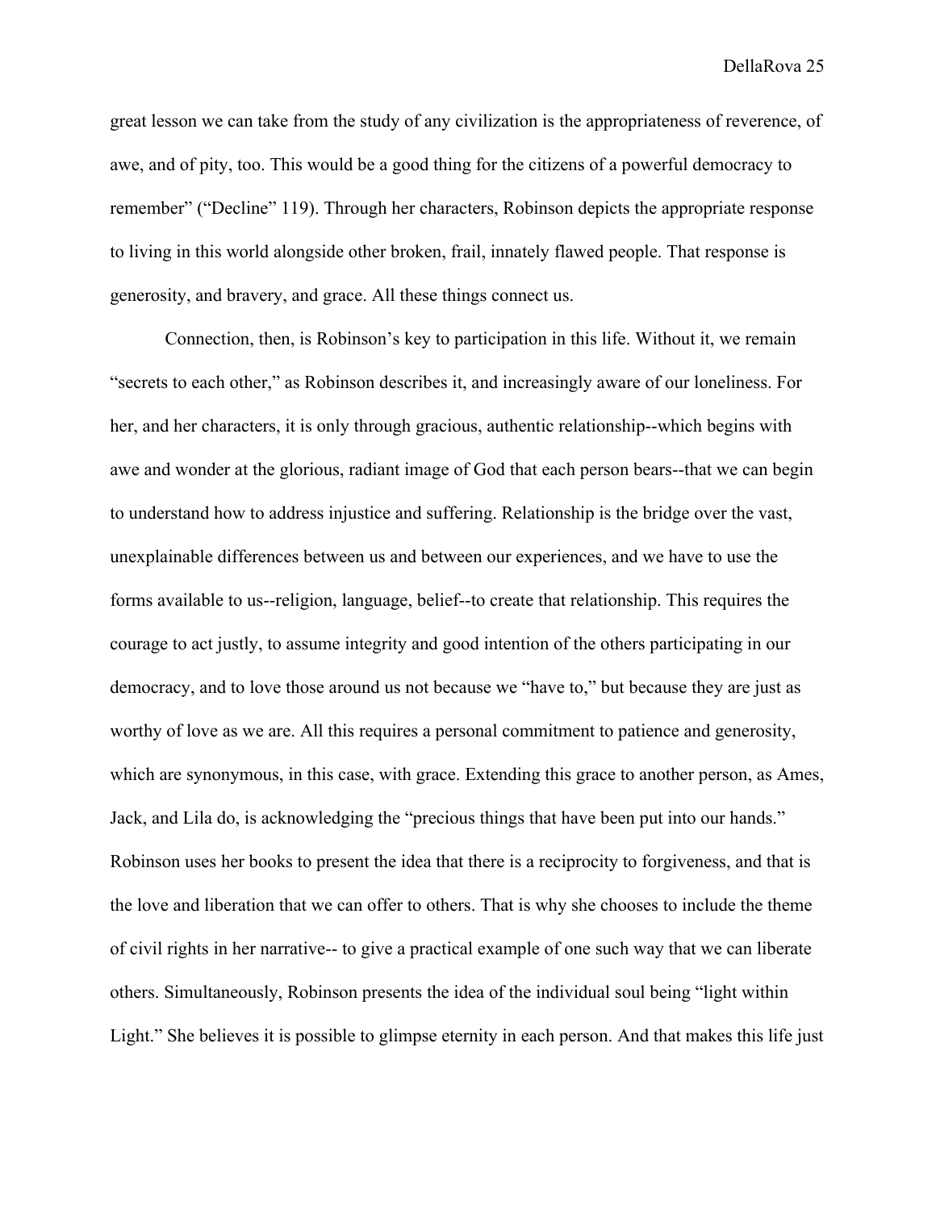great lesson we can take from the study of any civilization is the appropriateness of reverence, of awe, and of pity, too. This would be a good thing for the citizens of a powerful democracy to remember" ("Decline" 119). Through her characters, Robinson depicts the appropriate response to living in this world alongside other broken, frail, innately flawed people. That response is generosity, and bravery, and grace. All these things connect us.

Connection, then, is Robinson's key to participation in this life. Without it, we remain "secrets to each other," as Robinson describes it, and increasingly aware of our loneliness. For her, and her characters, it is only through gracious, authentic relationship--which begins with awe and wonder at the glorious, radiant image of God that each person bears--that we can begin to understand how to address injustice and suffering. Relationship is the bridge over the vast, unexplainable differences between us and between our experiences, and we have to use the forms available to us--religion, language, belief--to create that relationship. This requires the courage to act justly, to assume integrity and good intention of the others participating in our democracy, and to love those around us not because we "have to," but because they are just as worthy of love as we are. All this requires a personal commitment to patience and generosity, which are synonymous, in this case, with grace. Extending this grace to another person, as Ames, Jack, and Lila do, is acknowledging the "precious things that have been put into our hands." Robinson uses her books to present the idea that there is a reciprocity to forgiveness, and that is the love and liberation that we can offer to others. That is why she chooses to include the theme of civil rights in her narrative-- to give a practical example of one such way that we can liberate others. Simultaneously, Robinson presents the idea of the individual soul being "light within Light." She believes it is possible to glimpse eternity in each person. And that makes this life just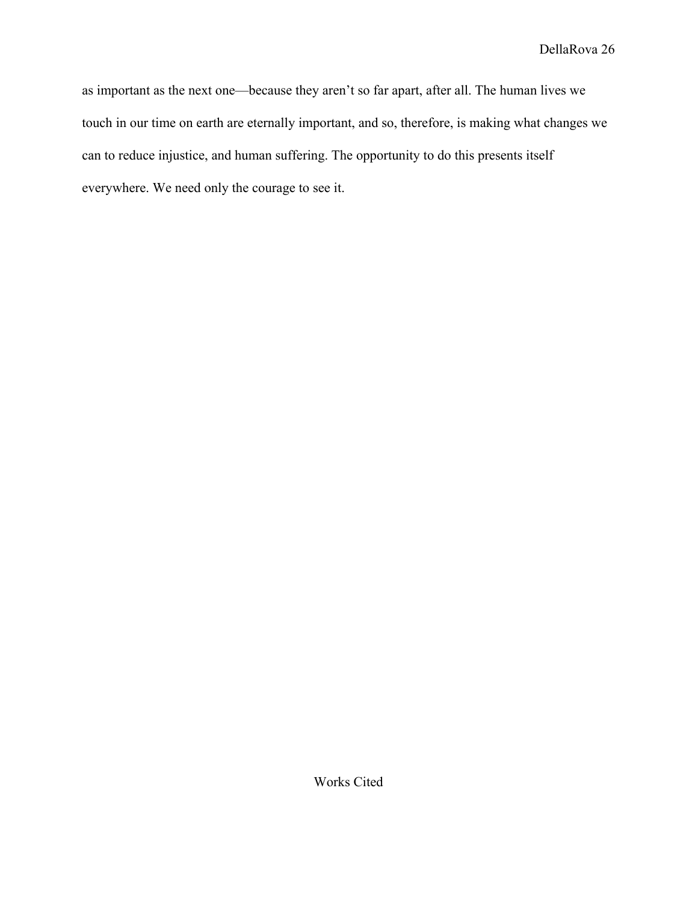as important as the next one—because they aren't so far apart, after all. The human lives we touch in our time on earth are eternally important, and so, therefore, is making what changes we can to reduce injustice, and human suffering. The opportunity to do this presents itself everywhere. We need only the courage to see it.

# Works Cited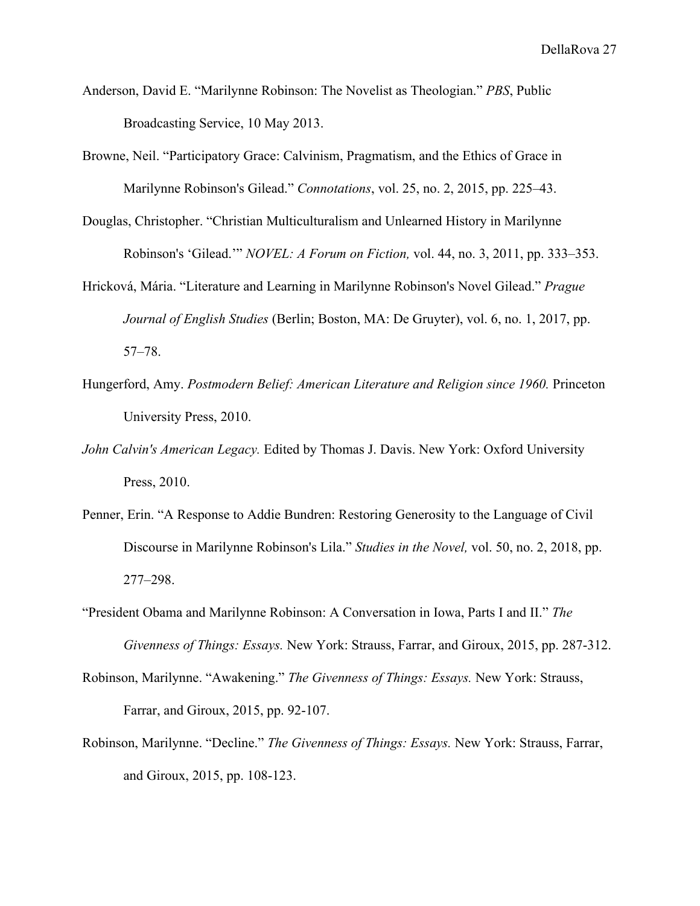Anderson, David E. "Marilynne Robinson: The Novelist as Theologian." *PBS*, Public Broadcasting Service, 10 May 2013.

Browne, Neil. "Participatory Grace: Calvinism, Pragmatism, and the Ethics of Grace in Marilynne Robinson's Gilead." *Connotations*, vol. 25, no. 2, 2015, pp. 225–43.

Douglas, Christopher. "Christian Multiculturalism and Unlearned History in Marilynne Robinson's 'Gilead.'" *NOVEL: A Forum on Fiction,* vol. 44, no. 3, 2011, pp. 333–353.

Hricková, Mária. "Literature and Learning in Marilynne Robinson's Novel Gilead." *Prague Journal of English Studies* (Berlin; Boston, MA: De Gruyter), vol. 6, no. 1, 2017, pp. 57–78.

Hungerford, Amy. *Postmodern Belief: American Literature and Religion since 1960.* Princeton University Press, 2010.

*John Calvin's American Legacy.* Edited by Thomas J. Davis. New York: Oxford University Press, 2010.

Penner, Erin. "A Response to Addie Bundren: Restoring Generosity to the Language of Civil Discourse in Marilynne Robinson's Lila." *Studies in the Novel,* vol. 50, no. 2, 2018, pp. 277–298.

"President Obama and Marilynne Robinson: A Conversation in Iowa, Parts I and II." *The Givenness of Things: Essays.* New York: Strauss, Farrar, and Giroux, 2015, pp. 287-312.

Robinson, Marilynne. "Awakening." *The Givenness of Things: Essays.* New York: Strauss, Farrar, and Giroux, 2015, pp. 92-107.

Robinson, Marilynne. "Decline." *The Givenness of Things: Essays.* New York: Strauss, Farrar, and Giroux, 2015, pp. 108-123.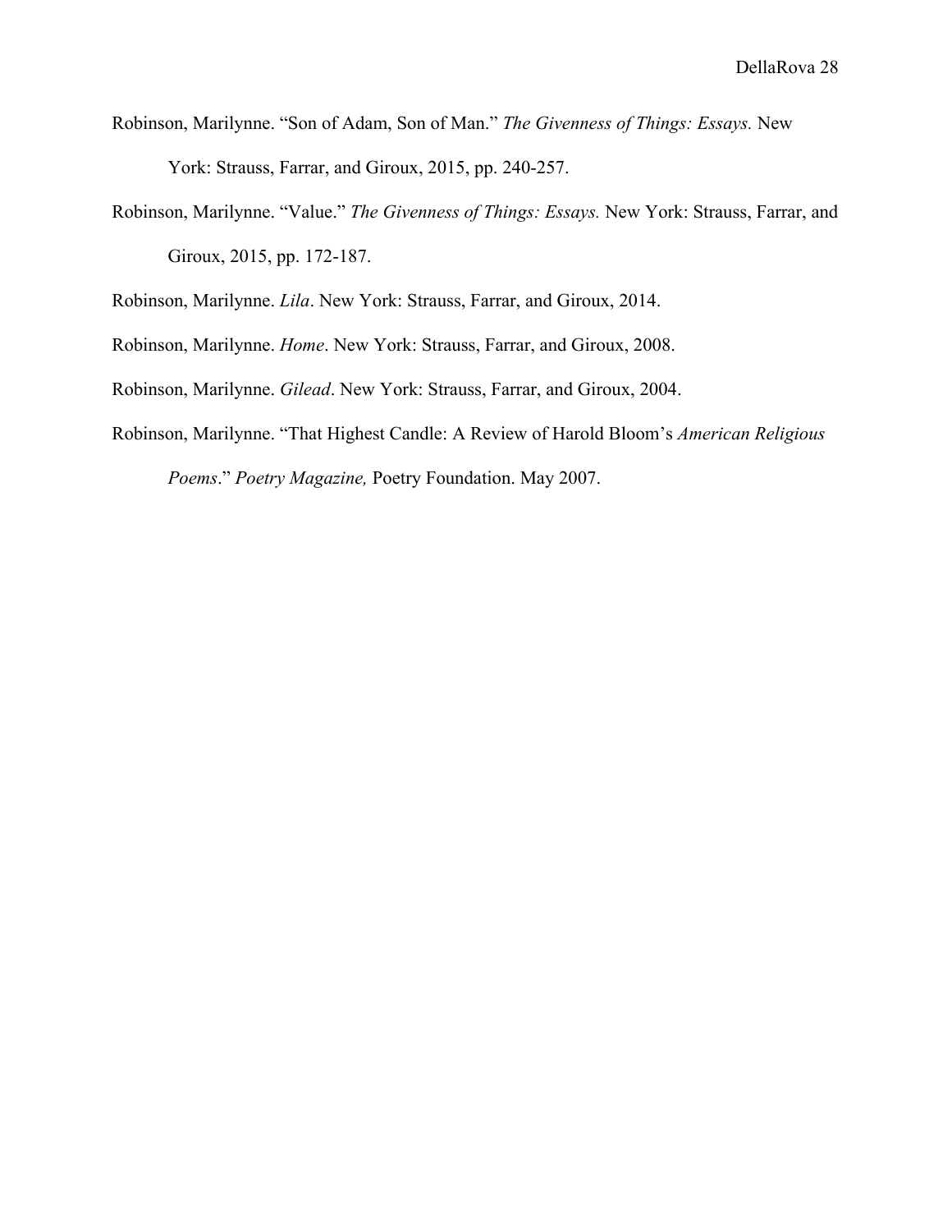Robinson, Marilynne. "Son of Adam, Son of Man." *The Givenness of Things: Essays.* New York: Strauss, Farrar, and Giroux, 2015, pp. 240-257.

Robinson, Marilynne. "Value." *The Givenness of Things: Essays.* New York: Strauss, Farrar, and Giroux, 2015, pp. 172-187.

Robinson, Marilynne. *Lila*. New York: Strauss, Farrar, and Giroux, 2014.

Robinson, Marilynne. *Home*. New York: Strauss, Farrar, and Giroux, 2008.

Robinson, Marilynne. *Gilead*. New York: Strauss, Farrar, and Giroux, 2004.

Robinson, Marilynne. "That Highest Candle: A Review of Harold Bloom's *American Religious Poems*." *Poetry Magazine,* Poetry Foundation. May 2007.